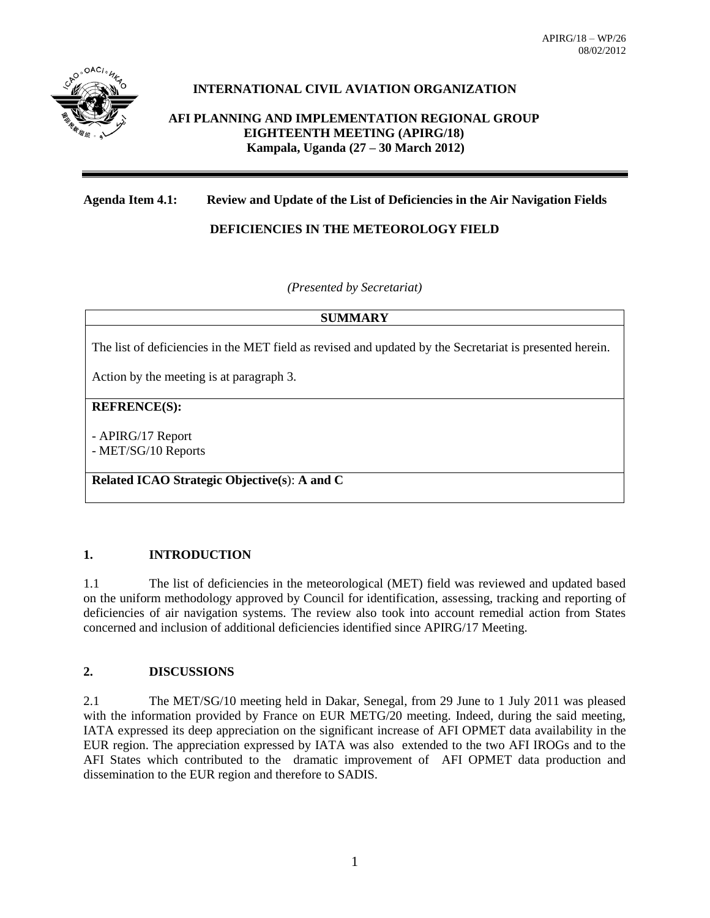APIRG/18 – WP/26
08/02/2012

**INTERNATIONAL CIVIL AVIATION ORGANIZATION**

**AFI PLANNING AND IMPLEMENTATION REGIONAL GROUP**
**EIGHTEENTH MEETING (APIRG/18)**
**Kampala, Uganda (27 – 30 March 2012)**

---

**Agenda Item 4.1: Review and Update of the List of Deficiencies in the Air Navigation Fields**

**DEFICIENCIES IN THE METEOROLOGY FIELD**

*(Presented by Secretariat)*

| **SUMMARY** |
|---|
| The list of deficiencies in the MET field as revised and updated by the Secretariat is presented herein.<br><br>Action by the meeting is at paragraph 3. |
| **REFRENCE(S):**<br><br>- APIRG/17 Report<br>- MET/SG/10 Reports |
| **Related ICAO Strategic Objective(s)**: **A and C** |

## 1. INTRODUCTION

1.1 The list of deficiencies in the meteorological (MET) field was reviewed and updated based on the uniform methodology approved by Council for identification, assessing, tracking and reporting of deficiencies of air navigation systems. The review also took into account remedial action from States concerned and inclusion of additional deficiencies identified since APIRG/17 Meeting.

## 2. DISCUSSIONS

2.1 The MET/SG/10 meeting held in Dakar, Senegal, from 29 June to 1 July 2011 was pleased with the information provided by France on EUR METG/20 meeting. Indeed, during the said meeting, IATA expressed its deep appreciation on the significant increase of AFI OPMET data availability in the EUR region. The appreciation expressed by IATA was also extended to the two AFI IROGs and to the AFI States which contributed to the dramatic improvement of AFI OPMET data production and dissemination to the EUR region and therefore to SADIS.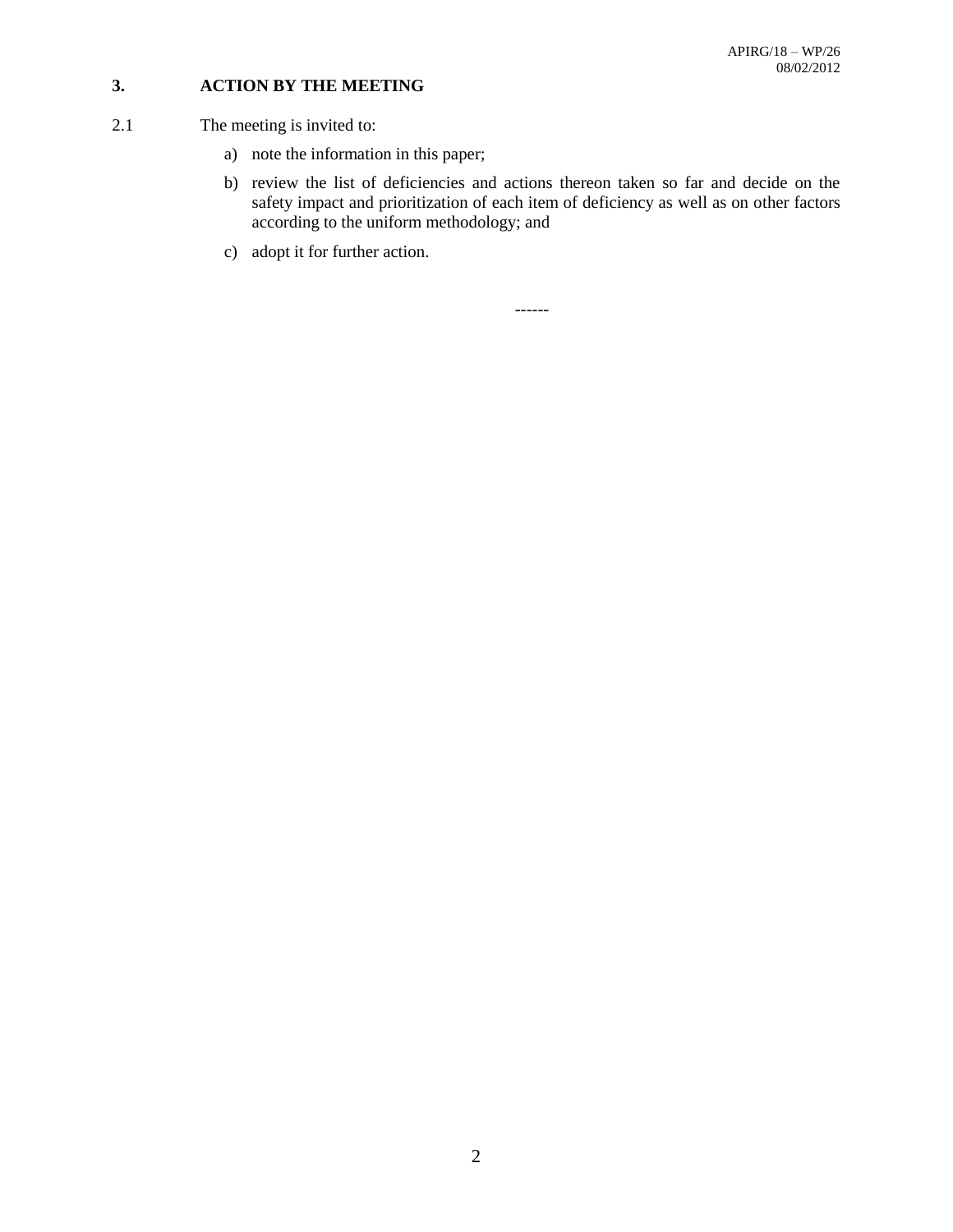## 3. ACTION BY THE MEETING

2.1 The meeting is invited to:

a) note the information in this paper;

b) review the list of deficiencies and actions thereon taken so far and decide on the safety impact and prioritization of each item of deficiency as well as on other factors according to the uniform methodology; and

c) adopt it for further action.

------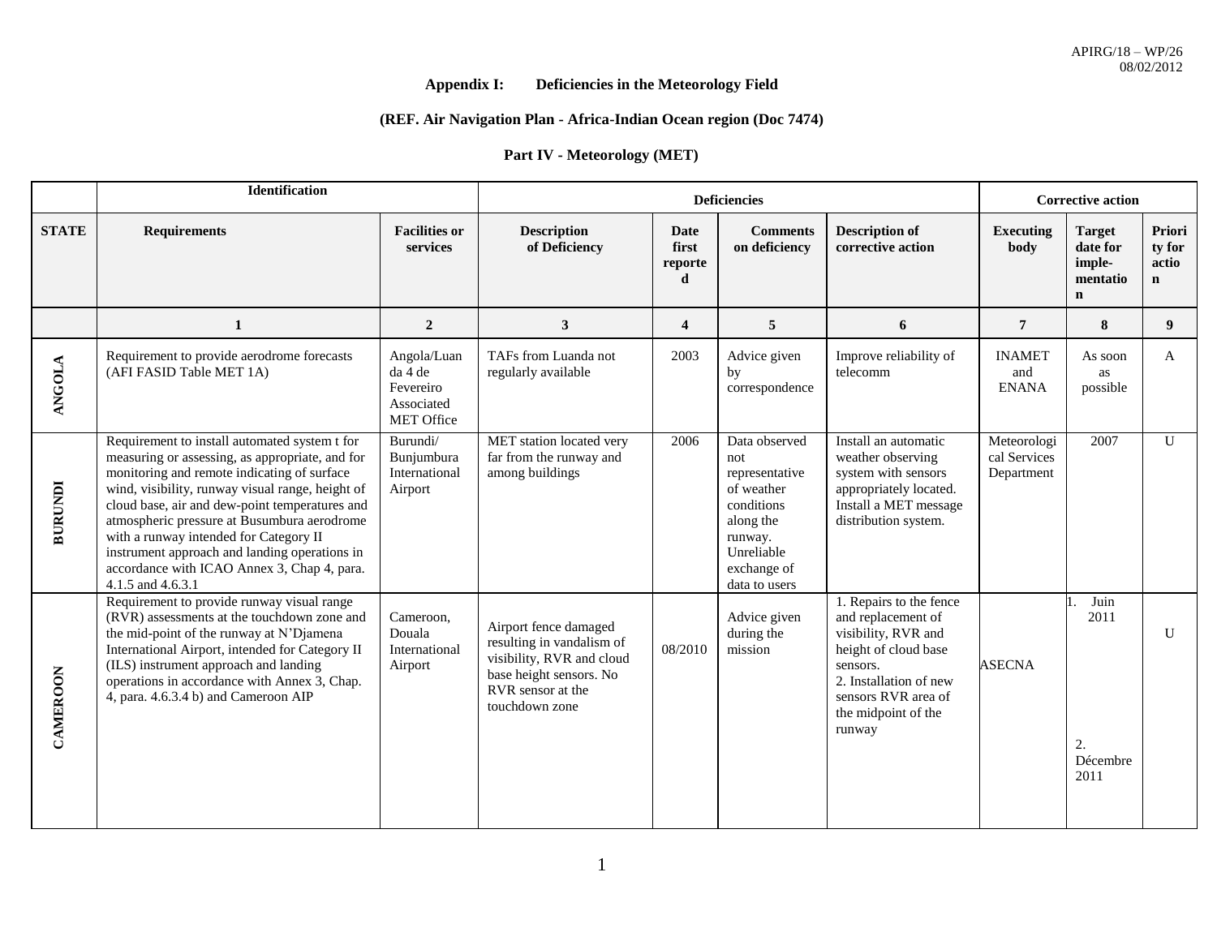**Appendix I: Deficiencies in the Meteorology Field**

**(REF. Air Navigation Plan - Africa-Indian Ocean region (Doc 7474)**

**Part IV - Meteorology (MET)**

| | Identification | | Deficiencies | | | | Corrective action | | |
|---|---|---|---|---|---|---|---|---|---|
| **STATE** | **Requirements** | **Facilities or services** | **Description of Deficiency** | **Date first reported** | **Comments on deficiency** | **Description of corrective action** | **Executing body** | **Target date for implementation** | **Priority for action** |
| | **1** | **2** | **3** | **4** | **5** | **6** | **7** | **8** | **9** |
| **ANGOLA** | Requirement to provide aerodrome forecasts (AFI FASID Table MET 1A) | Angola/Luanda 4 de Fevereiro Associated MET Office | TAFs from Luanda not regularly available | 2003 | Advice given by correspondence | Improve reliability of telecomm | INAMET and ENANA | As soon as possible | A |
| **BURUNDI** | Requirement to install automated system t for measuring or assessing, as appropriate, and for monitoring and remote indicating of surface wind, visibility, runway visual range, height of cloud base, air and dew-point temperatures and atmospheric pressure at Busumbura aerodrome with a runway intended for Category II instrument approach and landing operations in accordance with ICAO Annex 3, Chap 4, para. 4.1.5 and 4.6.3.1 | Burundi/ Bunjumbura International Airport | MET station located very far from the runway and among buildings | 2006 | Data observed not representative of weather conditions along the runway. Unreliable exchange of data to users | Install an automatic weather observing system with sensors appropriately located. Install a MET message distribution system. | Meteorological Services Department | 2007 | U |
| **CAMEROON** | Requirement to provide runway visual range (RVR) assessments at the touchdown zone and the mid-point of the runway at N'Djamena International Airport, intended for Category II (ILS) instrument approach and landing operations in accordance with Annex 3, Chap. 4, para. 4.6.3.4 b) and Cameroon AIP | Cameroon, Douala International Airport | Airport fence damaged resulting in vandalism of visibility, RVR and cloud base height sensors. No RVR sensor at the touchdown zone | 08/2010 | Advice given during the mission | 1. Repairs to the fence and replacement of visibility, RVR and height of cloud base sensors.<br>2. Installation of new sensors RVR area of the midpoint of the runway | ASECNA | 1. Juin 2011<br><br>2. Décembre 2011 | U |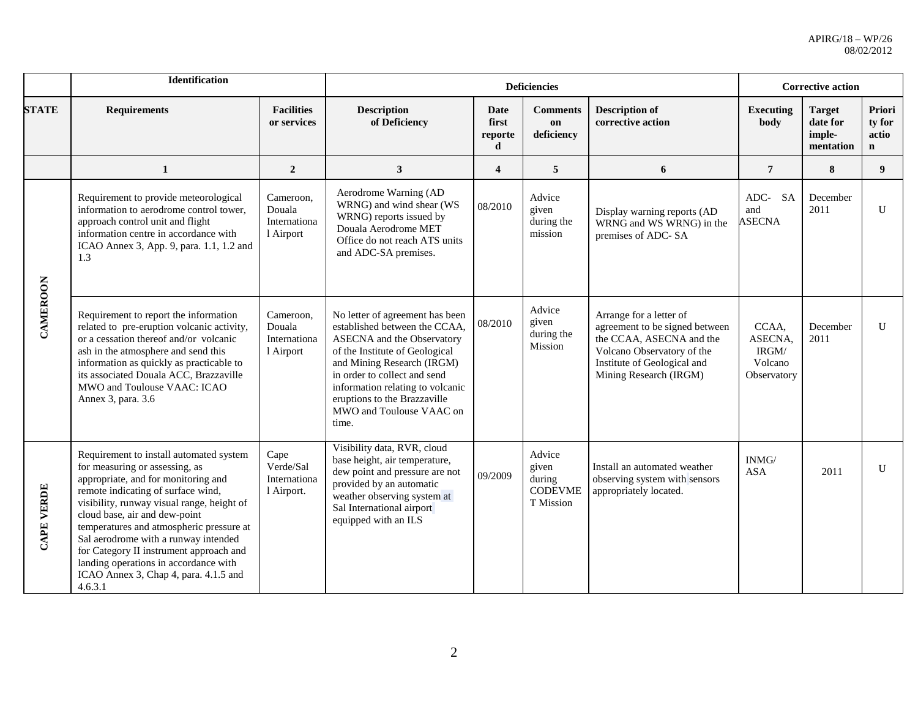| | Identification | | Deficiencies | | | | Corrective action | | |
|---|---|---|---|---|---|---|---|---|---|
| STATE | Requirements | Facilities or services | Description of Deficiency | Date first reported | Comments on deficiency | Description of corrective action | Executing body | Target date for imple-mentation | Priority for action |
| | 1 | 2 | 3 | 4 | 5 | 6 | 7 | 8 | 9 |
| CAMEROON | Requirement to provide meteorological information to aerodrome control tower, approach control unit and flight information centre in accordance with ICAO Annex 3, App. 9, para. 1.1, 1.2 and 1.3 | Cameroon, Douala International Airport | Aerodrome Warning (AD WRNG) and wind shear (WS WRNG) reports issued by Douala Aerodrome MET Office do not reach ATS units and ADC-SA premises. | 08/2010 | Advice given during the mission | Display warning reports (AD WRNG and WS WRNG) in the premises of ADC- SA | ADC- SA and ASECNA | December 2011 | U |
| | Requirement to report the information related to pre-eruption volcanic activity, or a cessation thereof and/or volcanic ash in the atmosphere and send this information as quickly as practicable to its associated Douala ACC, Brazzaville MWO and Toulouse VAAC: ICAO Annex 3, para. 3.6 | Cameroon, Douala International Airport | No letter of agreement has been established between the CCAA, ASECNA and the Observatory of the Institute of Geological and Mining Research (IRGM) in order to collect and send information relating to volcanic eruptions to the Brazzaville MWO and Toulouse VAAC on time. | 08/2010 | Advice given during the Mission | Arrange for a letter of agreement to be signed between the CCAA, ASECNA and the Volcano Observatory of the Institute of Geological and Mining Research (IRGM) | CCAA, ASECNA, IRGM/ Volcano Observatory | December 2011 | U |
| CAPE VERDE | Requirement to install automated system for measuring or assessing, as appropriate, and for monitoring and remote indicating of surface wind, visibility, runway visual range, height of cloud base, air and dew-point temperatures and atmospheric pressure at Sal aerodrome with a runway intended for Category II instrument approach and landing operations in accordance with ICAO Annex 3, Chap 4, para. 4.1.5 and 4.6.3.1 | Cape Verde/Sal International Airport. | Visibility data, RVR, cloud base height, air temperature, dew point and pressure are not provided by an automatic weather observing system at Sal International airport equipped with an ILS | 09/2009 | Advice given during CODEVMET Mission | Install an automated weather observing system with sensors appropriately located. | INMG/ ASA | 2011 | U |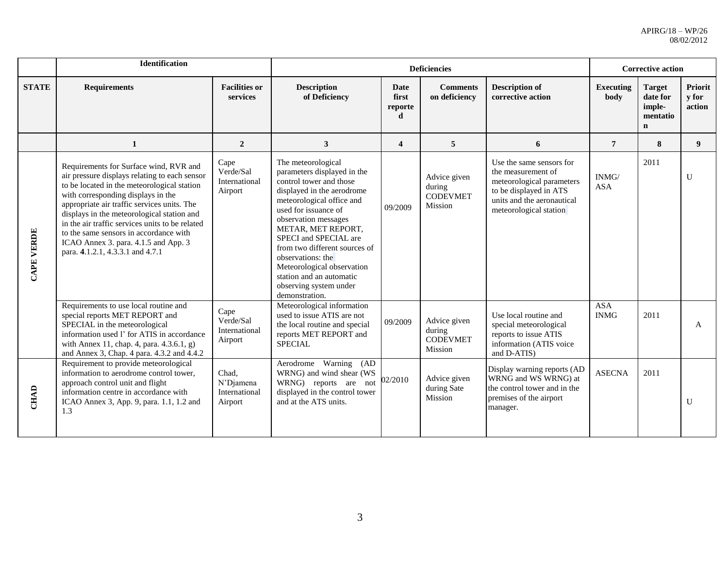| | Identification | | Deficiencies | | | | Corrective action | | |
|---|---|---|---|---|---|---|---|---|---|
| **STATE** | **Requirements** | **Facilities or services** | **Description of Deficiency** | **Date first reported** | **Comments on deficiency** | **Description of corrective action** | **Executing body** | **Target date for imple-mentation** | **Priority for action** |
| | **1** | **2** | **3** | **4** | **5** | **6** | **7** | **8** | **9** |
| **CAPE VERDE** | Requirements for Surface wind, RVR and air pressure displays relating to each sensor to be located in the meteorological station with corresponding displays in the appropriate air traffic services units. The displays in the meteorological station and in the air traffic services units to be related to the same sensors in accordance with ICAO Annex 3. para. 4.1.5 and App. 3 para. **4**.1.2.1, 4.3.3.1 and 4.7.1 | Cape Verde/Sal International Airport | The meteorological parameters displayed in the control tower and those displayed in the aerodrome meteorological office and used for issuance of observation messages METAR, MET REPORT, SPECI and SPECIAL are from two different sources of observations: the Meteorological observation station and an automatic observing system under demonstration. | 09/2009 | Advice given during CODEVMET Mission | Use the same sensors for the measurement of meteorological parameters to be displayed in ATS units and the aeronautical meteorological station | INMG/ ASA | 2011 | U |
| | Requirements to use local routine and special reports MET REPORT and SPECIAL in the meteorological information used l' for ATIS in accordance with Annex 11, chap. 4, para. 4.3.6.1, g) and Annex 3, Chap. 4 para. 4.3.2 and 4.4.2 | Cape Verde/Sal International Airport | Meteorological information used to issue ATIS are not the local routine and special reports MET REPORT and SPECIAL | 09/2009 | Advice given during CODEVMET Mission | Use local routine and special meteorological reports to issue ATIS information (ATIS voice and D-ATIS) | ASA INMG | 2011 | A |
| **CHAD** | Requirement to provide meteorological information to aerodrome control tower, approach control unit and flight information centre in accordance with ICAO Annex 3, App. 9, para. 1.1, 1.2 and 1.3 | Chad, N'Djamena International Airport | Aerodrome Warning (AD WRNG) and wind shear (WS WRNG) reports are not displayed in the control tower and at the ATS units. | 02/2010 | Advice given during Sate Mission | Display warning reports (AD WRNG and WS WRNG) at the control tower and in the premises of the airport manager. | ASECNA | 2011 | U |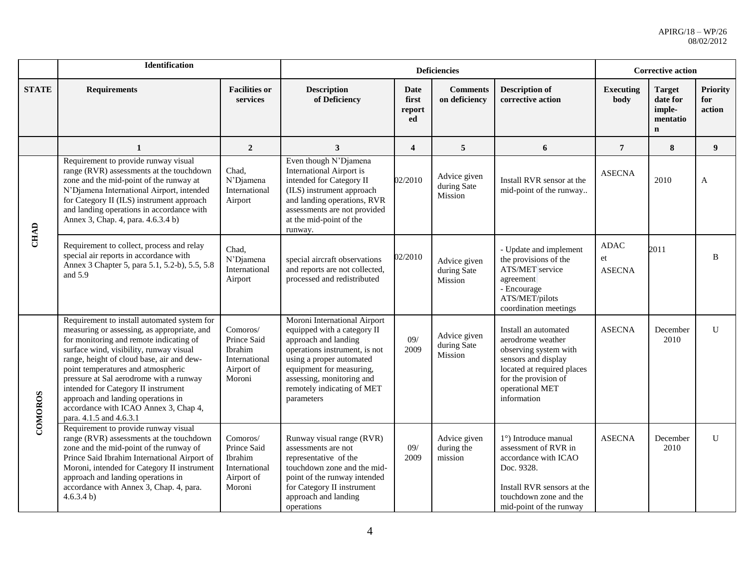| | Identification | | Deficiencies | | | | Corrective action | | |
|---|---|---|---|---|---|---|---|---|---|
| STATE | Requirements | Facilities or services | Description of Deficiency | Date first reported | Comments on deficiency | Description of corrective action | Executing body | Target date for implementation | Priority for action |
| | 1 | 2 | 3 | 4 | 5 | 6 | 7 | 8 | 9 |
| CHAD | Requirement to provide runway visual range (RVR) assessments at the touchdown zone and the mid-point of the runway at N'Djamena International Airport, intended for Category II (ILS) instrument approach and landing operations in accordance with Annex 3, Chap. 4, para. 4.6.3.4 b) | Chad, N'Djamena International Airport | Even though N'Djamena International Airport is intended for Category II (ILS) instrument approach and landing operations, RVR assessments are not provided at the mid-point of the runway. | 02/2010 | Advice given during Sate Mission | Install RVR sensor at the mid-point of the runway.. | ASECNA | 2010 | A |
| | Requirement to collect, process and relay special air reports in accordance with Annex 3 Chapter 5, para 5.1, 5.2-b), 5.5, 5.8 and 5.9 | Chad, N'Djamena International Airport | special aircraft observations and reports are not collected, processed and redistributed | 02/2010 | Advice given during Sate Mission | - Update and implement the provisions of the ATS/MET service agreement<br>- Encourage ATS/MET/pilots coordination meetings | ADAC et ASECNA | 2011 | B |
| COMOROS | Requirement to install automated system for measuring or assessing, as appropriate, and for monitoring and remote indicating of surface wind, visibility, runway visual range, height of cloud base, air and dew-point temperatures and atmospheric pressure at Sal aerodrome with a runway intended for Category II instrument approach and landing operations in accordance with ICAO Annex 3, Chap 4, para. 4.1.5 and 4.6.3.1 | Comoros/ Prince Said Ibrahim International Airport of Moroni | Moroni International Airport equipped with a category II approach and landing operations instrument, is not using a proper automated equipment for measuring, assessing, monitoring and remotely indicating of MET parameters | 09/ 2009 | Advice given during Sate Mission | Install an automated aerodrome weather observing system with sensors and display located at required places for the provision of operational MET information | ASECNA | December 2010 | U |
| | Requirement to provide runway visual range (RVR) assessments at the touchdown zone and the mid-point of the runway of Prince Said Ibrahim International Airport of Moroni, intended for Category II instrument approach and landing operations in accordance with Annex 3, Chap. 4, para. 4.6.3.4 b) | Comoros/ Prince Said Ibrahim International Airport of Moroni | Runway visual range (RVR) assessments are not representative of the touchdown zone and the mid-point of the runway intended for Category II instrument approach and landing operations | 09/ 2009 | Advice given during the mission | 1°) Introduce manual assessment of RVR in accordance with ICAO Doc. 9328.<br><br>Install RVR sensors at the touchdown zone and the mid-point of the runway | ASECNA | December 2010 | U |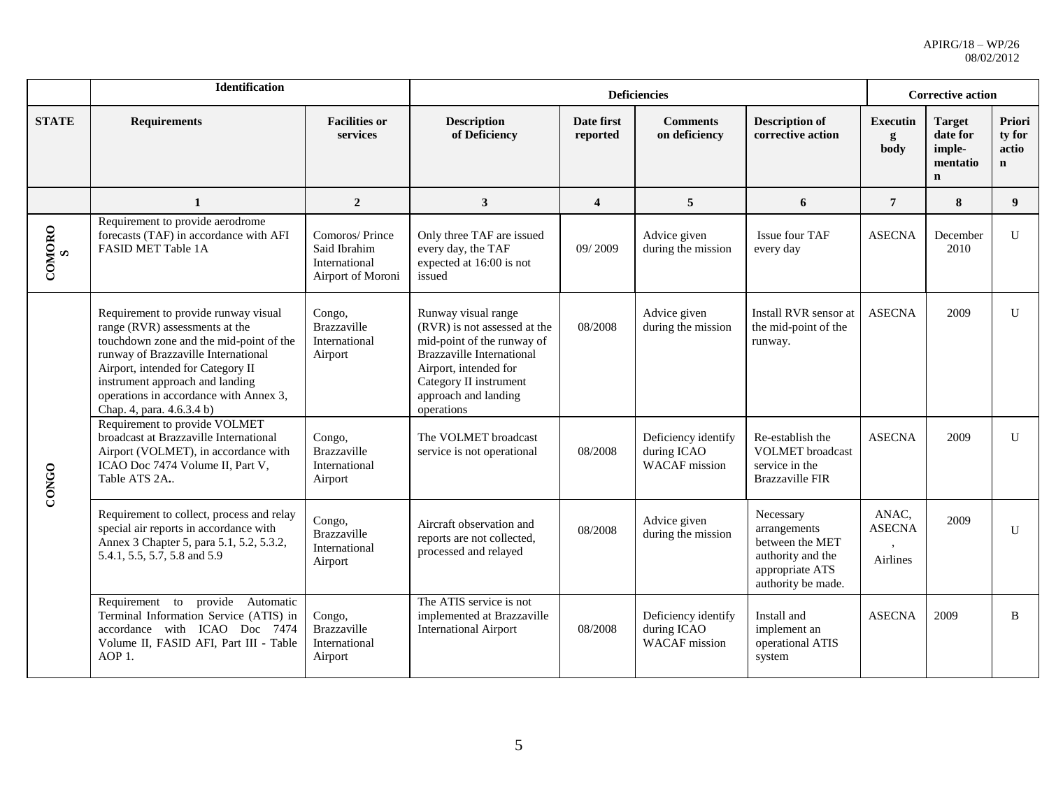| | Identification | | Deficiencies | | | | Corrective action | | |
|---|---|---|---|---|---|---|---|---|---|
| **STATE** | **Requirements** | **Facilities or services** | **Description of Deficiency** | **Date first reported** | **Comments on deficiency** | **Description of corrective action** | **Executing body** | **Target date for imple-mentation** | **Priority for action** |
| | **1** | **2** | **3** | **4** | **5** | **6** | **7** | **8** | **9** |
| **COMOROS** | Requirement to provide aerodrome forecasts (TAF) in accordance with AFI FASID MET Table 1A | Comoros/ Prince Said Ibrahim International Airport of Moroni | Only three TAF are issued every day, the TAF expected at 16:00 is not issued | 09/ 2009 | Advice given during the mission | Issue four TAF every day | ASECNA | December 2010 | U |
| **CONGO** | Requirement to provide runway visual range (RVR) assessments at the touchdown zone and the mid-point of the runway of Brazzaville International Airport, intended for Category II instrument approach and landing operations in accordance with Annex 3, Chap. 4, para. 4.6.3.4 b) | Congo, Brazzaville International Airport | Runway visual range (RVR) is not assessed at the mid-point of the runway of Brazzaville International Airport, intended for Category II instrument approach and landing operations | 08/2008 | Advice given during the mission | Install RVR sensor at the mid-point of the runway. | ASECNA | 2009 | U |
| | Requirement to provide VOLMET broadcast at Brazzaville International Airport (VOLMET), in accordance with ICAO Doc 7474 Volume II, Part V, Table ATS 2A.. | Congo, Brazzaville International Airport | The VOLMET broadcast service is not operational | 08/2008 | Deficiency identify during ICAO WACAF mission | Re-establish the VOLMET broadcast service in the Brazzaville FIR | ASECNA | 2009 | U |
| | Requirement to collect, process and relay special air reports in accordance with Annex 3 Chapter 5, para 5.1, 5.2, 5.3.2, 5.4.1, 5.5, 5.7, 5.8 and 5.9 | Congo, Brazzaville International Airport | Aircraft observation and reports are not collected, processed and relayed | 08/2008 | Advice given during the mission | Necessary arrangements between the MET authority and the appropriate ATS authority be made. | ANAC, ASECNA, Airlines | 2009 | U |
| | Requirement to provide Automatic Terminal Information Service (ATIS) in accordance with ICAO Doc 7474 Volume II, FASID AFI, Part III - Table AOP 1. | Congo, Brazzaville International Airport | The ATIS service is not implemented at Brazzaville International Airport | 08/2008 | Deficiency identify during ICAO WACAF mission | Install and implement an operational ATIS system | ASECNA | 2009 | B |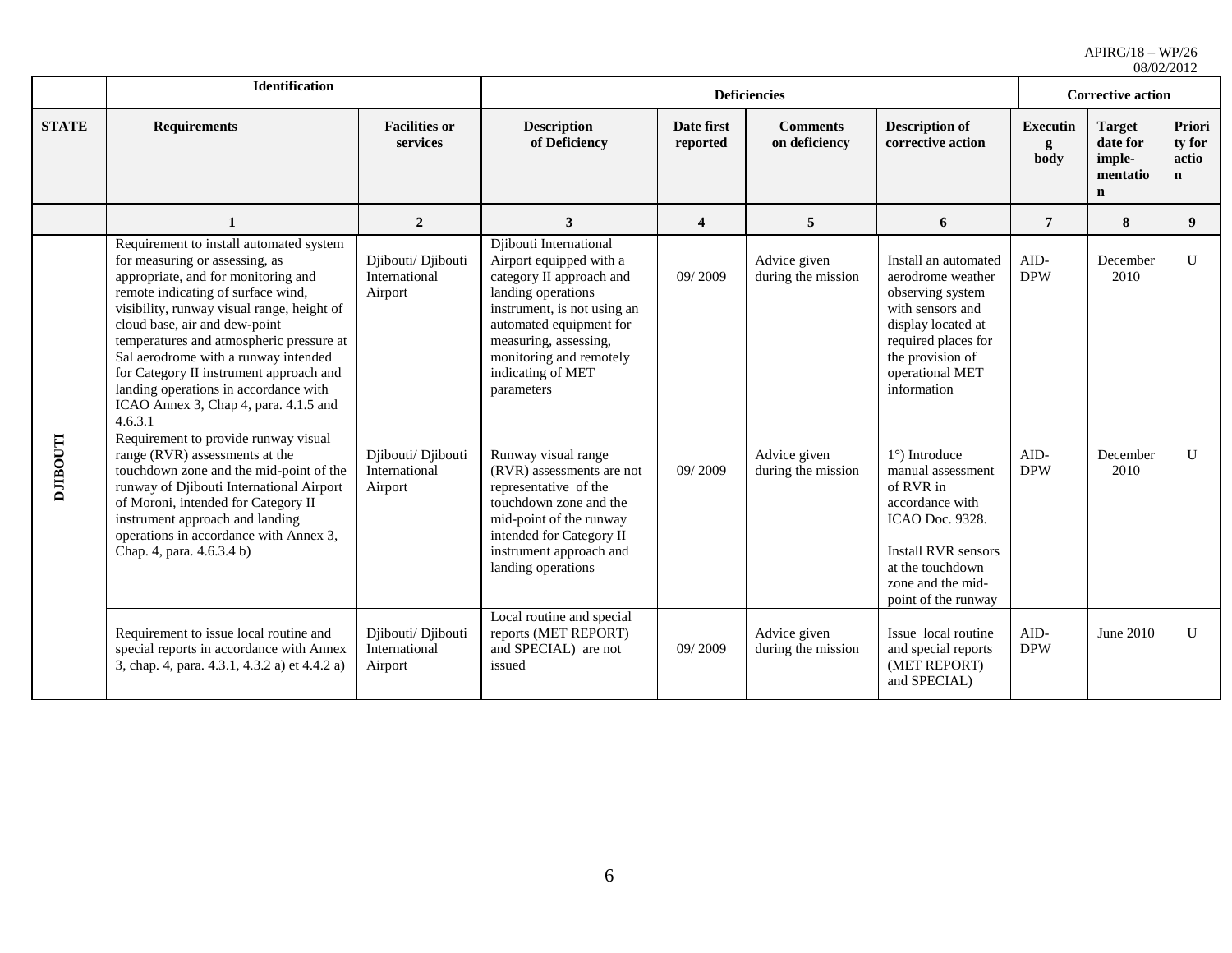| | Identification | | Deficiencies | | | | Corrective action | | |
|---|---|---|---|---|---|---|---|---|---|
| **STATE** | **Requirements** | **Facilities or services** | **Description of Deficiency** | **Date first reported** | **Comments on deficiency** | **Description of corrective action** | **Executing body** | **Target date for implementation** | **Priority for action** |
| | **1** | **2** | **3** | **4** | **5** | **6** | **7** | **8** | **9** |
| **DJIBOUTI** | Requirement to install automated system for measuring or assessing, as appropriate, and for monitoring and remote indicating of surface wind, visibility, runway visual range, height of cloud base, air and dew-point temperatures and atmospheric pressure at Sal aerodrome with a runway intended for Category II instrument approach and landing operations in accordance with ICAO Annex 3, Chap 4, para. 4.1.5 and 4.6.3.1 | Djibouti/ Djibouti International Airport | Djibouti International Airport equipped with a category II approach and landing operations instrument, is not using an automated equipment for measuring, assessing, monitoring and remotely indicating of MET parameters | 09/ 2009 | Advice given during the mission | Install an automated aerodrome weather observing system with sensors and display located at required places for the provision of operational MET information | AID-DPW | December 2010 | U |
| | Requirement to provide runway visual range (RVR) assessments at the touchdown zone and the mid-point of the runway of Djibouti International Airport of Moroni, intended for Category II instrument approach and landing operations in accordance with Annex 3, Chap. 4, para. 4.6.3.4 b) | Djibouti/ Djibouti International Airport | Runway visual range (RVR) assessments are not representative of the touchdown zone and the mid-point of the runway intended for Category II instrument approach and landing operations | 09/ 2009 | Advice given during the mission | 1°) Introduce manual assessment of RVR in accordance with ICAO Doc. 9328. Install RVR sensors at the touchdown zone and the mid-point of the runway | AID-DPW | December 2010 | U |
| | Requirement to issue local routine and special reports in accordance with Annex 3, chap. 4, para. 4.3.1, 4.3.2 a) et 4.4.2 a) | Djibouti/ Djibouti International Airport | Local routine and special reports (MET REPORT) and SPECIAL) are not issued | 09/ 2009 | Advice given during the mission | Issue local routine and special reports (MET REPORT) and SPECIAL) | AID-DPW | June 2010 | U |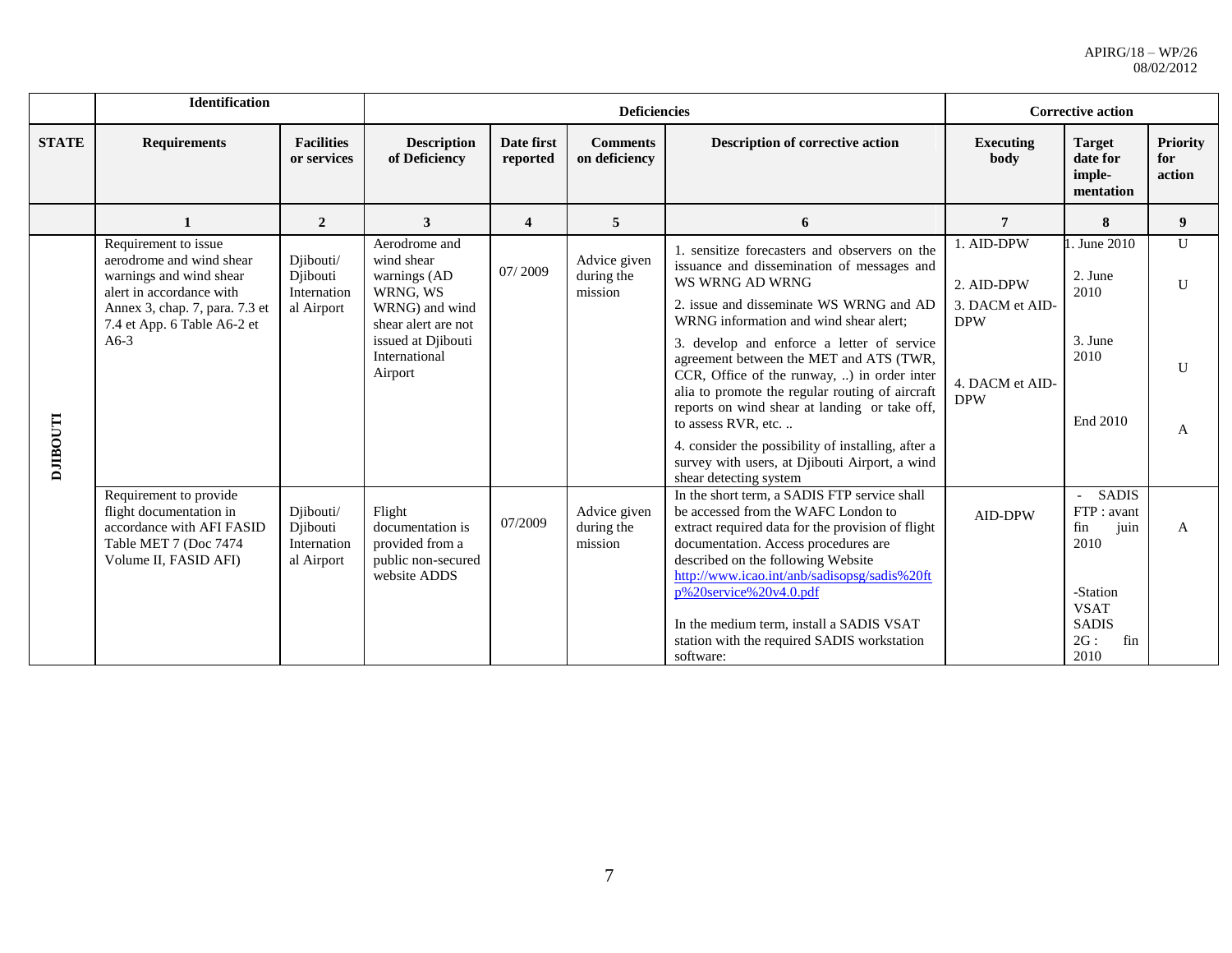| | Identification | | Deficiencies | | | | Corrective action | | |
|---|---|---|---|---|---|---|---|---|---|
| **STATE** | **Requirements** | **Facilities or services** | **Description of Deficiency** | **Date first reported** | **Comments on deficiency** | **Description of corrective action** | **Executing body** | **Target date for imple-mentation** | **Priority for action** |
| | **1** | **2** | **3** | **4** | **5** | **6** | **7** | **8** | **9** |
| **DJIBOUTI** | Requirement to issue aerodrome and wind shear warnings and wind shear alert in accordance with Annex 3, chap. 7, para. 7.3 et 7.4 et App. 6 Table A6-2 et A6-3 | Djibouti/ Djibouti International Airport | Aerodrome and wind shear warnings (AD WRNG, WS WRNG) and wind shear alert are not issued at Djibouti International Airport | 07/ 2009 | Advice given during the mission | 1. sensitize forecasters and observers on the issuance and dissemination of messages and WS WRNG AD WRNG<br>2. issue and disseminate WS WRNG and AD WRNG information and wind shear alert;<br>3. develop and enforce a letter of service agreement between the MET and ATS (TWR, CCR, Office of the runway, ..) in order inter alia to promote the regular routing of aircraft reports on wind shear at landing or take off, to assess RVR, etc. ..<br>4. consider the possibility of installing, after a survey with users, at Djibouti Airport, a wind shear detecting system | 1. AID-DPW<br>2. AID-DPW<br>3. DACM et AID-DPW<br>4. DACM et AID-DPW | 1. June 2010<br>2. June 2010<br>3. June 2010<br>End 2010 | U<br>U<br>U<br>A |
| | Requirement to provide flight documentation in accordance with AFI FASID Table MET 7 (Doc 7474 Volume II, FASID AFI) | Djibouti/ Djibouti International Airport | Flight documentation is provided from a public non-secured website ADDS | 07/2009 | Advice given during the mission | In the short term, a SADIS FTP service shall be accessed from the WAFC London to extract required data for the provision of flight documentation. Access procedures are described on the following Website http://www.icao.int/anb/sadisopsg/sadis%20ftp%20service%20v4.0.pdf<br>In the medium term, install a SADIS VSAT station with the required SADIS workstation software: | AID-DPW | - SADIS FTP : avant fin juin 2010<br>-Station VSAT SADIS 2G : fin 2010 | A |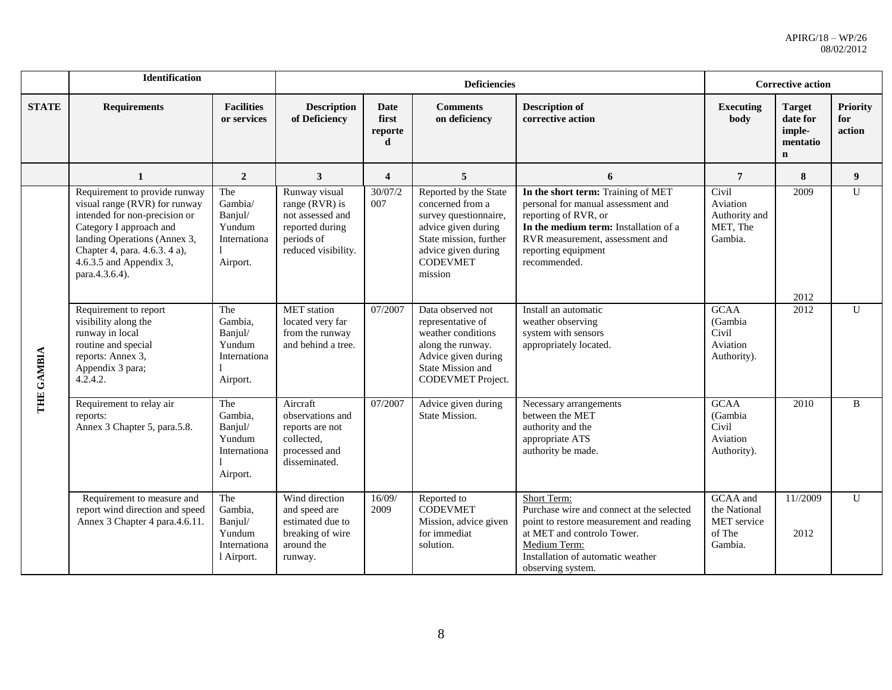| | Identification | | Deficiencies | | | | Corrective action | | |
|---|---|---|---|---|---|---|---|---|---|
| **STATE** | **Requirements** | **Facilities or services** | **Description of Deficiency** | **Date first reported** | **Comments on deficiency** | **Description of corrective action** | **Executing body** | **Target date for imple-mentation** | **Priority for action** |
| | **1** | **2** | **3** | **4** | **5** | **6** | **7** | **8** | **9** |
| THE GAMBIA | Requirement to provide runway visual range (RVR) for runway intended for non-precision or Category I approach and landing Operations (Annex 3, Chapter 4, para. 4.6.3. 4 a), 4.6.3.5 and Appendix 3, para.4.3.6.4). | The Gambia/ Banjul/ Yundum International Airport. | Runway visual range (RVR) is not assessed and reported during periods of reduced visibility. | 30/07/2007 | Reported by the State concerned from a survey questionnaire, advice given during State mission, further advice given during CODEVMET mission | **In the short term:** Training of MET personal for manual assessment and reporting of RVR, or **In the medium term:** Installation of a RVR measurement, assessment and reporting equipment recommended. | Civil Aviation Authority and MET, The Gambia. | 2009<br><br>2012 | U |
| | Requirement to report visibility along the runway in local routine and special reports: Annex 3, Appendix 3 para; 4.2.4.2. | The Gambia, Banjul/ Yundum International Airport. | MET station located very far from the runway and behind a tree. | 07/2007 | Data observed not representative of weather conditions along the runway. Advice given during State Mission and CODEVMET Project. | Install an automatic weather observing system with sensors appropriately located. | GCAA (Gambia Civil Aviation Authority). | 2012 | U |
| | Requirement to relay air reports: Annex 3 Chapter 5, para.5.8. | The Gambia, Banjul/ Yundum International Airport. | Aircraft observations and reports are not collected, processed and disseminated. | 07/2007 | Advice given during State Mission. | Necessary arrangements between the MET authority and the appropriate ATS authority be made. | GCAA (Gambia Civil Aviation Authority). | 2010 | B |
| | Requirement to measure and report wind direction and speed Annex 3 Chapter 4 para.4.6.11. | The Gambia, Banjul/ Yundum International Airport. | Wind direction and speed are estimated due to breaking of wire around the runway. | 16/09/2009 | Reported to CODEVMET Mission, advice given for immediat solution. | Short Term:<br>Purchase wire and connect at the selected point to restore measurement and reading at MET and controlo Tower.<br>Medium Term:<br>Installation of automatic weather observing system. | GCAA and the National MET service of The Gambia. | 11//2009<br><br>2012 | U |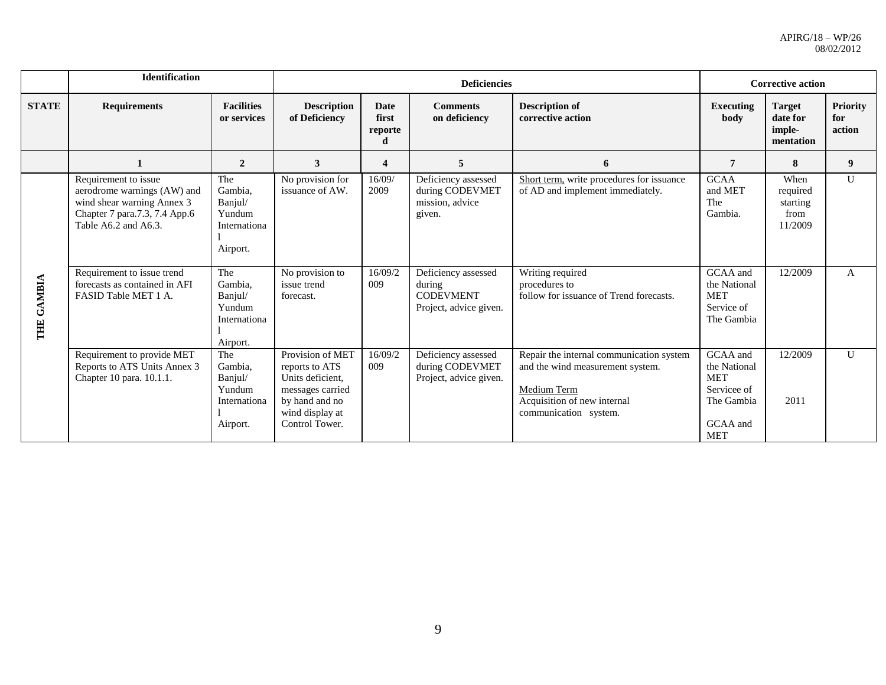| | Identification | | Deficiencies | | | | Corrective action | | |
|---|---|---|---|---|---|---|---|---|---|
| **STATE** | **Requirements** | **Facilities or services** | **Description of Deficiency** | **Date first reported** | **Comments on deficiency** | **Description of corrective action** | **Executing body** | **Target date for imple-mentation** | **Priority for action** |
| | **1** | **2** | **3** | **4** | **5** | **6** | **7** | **8** | **9** |
| THE GAMBIA | Requirement to issue aerodrome warnings (AW) and wind shear warning Annex 3 Chapter 7 para.7.3, 7.4 App.6 Table A6.2 and A6.3. | The Gambia, Banjul/ Yundum International Airport. | No provision for issuance of AW. | 16/09/2009 | Deficiency assessed during CODEVMET mission, advice given. | Short term, write procedures for issuance of AD and implement immediately. | GCAA and MET The Gambia. | When required starting from 11/2009 | U |
| | Requirement to issue trend forecasts as contained in AFI FASID Table MET 1 A. | The Gambia, Banjul/ Yundum International Airport. | No provision to issue trend forecast. | 16/09/2009 | Deficiency assessed during CODEVMENT Project, advice given. | Writing required procedures to follow for issuance of Trend forecasts. | GCAA and the National MET Service of The Gambia | 12/2009 | A |
| | Requirement to provide MET Reports to ATS Units Annex 3 Chapter 10 para. 10.1.1. | The Gambia, Banjul/ Yundum International Airport. | Provision of MET reports to ATS Units deficient, messages carried by hand and no wind display at Control Tower. | 16/09/2009 | Deficiency assessed during CODEVMET Project, advice given. | Repair the internal communication system and the wind measurement system.<br><br>Medium Term<br>Acquisition of new internal communication system. | GCAA and the National MET Servicee of The Gambia<br><br>GCAA and MET | 12/2009<br><br>2011 | U |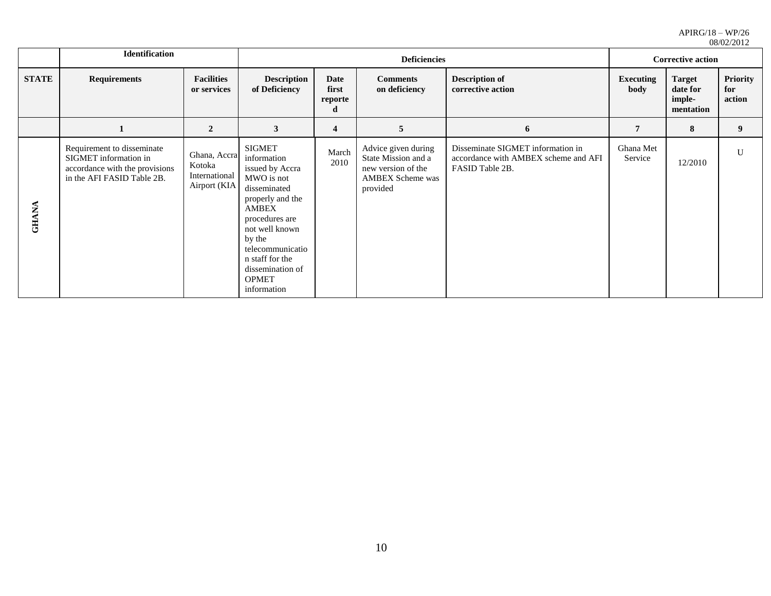| | Identification | | Deficiencies | | | | Corrective action | | |
|---|---|---|---|---|---|---|---|---|---|
| **STATE** | **Requirements** | **Facilities or services** | **Description of Deficiency** | **Date first reported** | **Comments on deficiency** | **Description of corrective action** | **Executing body** | **Target date for imple-mentation** | **Priority for action** |
| | **1** | **2** | **3** | **4** | **5** | **6** | **7** | **8** | **9** |
| **GHANA** | Requirement to disseminate SIGMET information in accordance with the provisions in the AFI FASID Table 2B. | Ghana, Accra Kotoka International Airport (KIA | SIGMET information issued by Accra MWO is not disseminated properly and the AMBEX procedures are not well known by the telecommunication staff for the dissemination of OPMET information | March 2010 | Advice given during State Mission and a new version of the AMBEX Scheme was provided | Disseminate SIGMET information in accordance with AMBEX scheme and AFI FASID Table 2B. | Ghana Met Service | 12/2010 | U |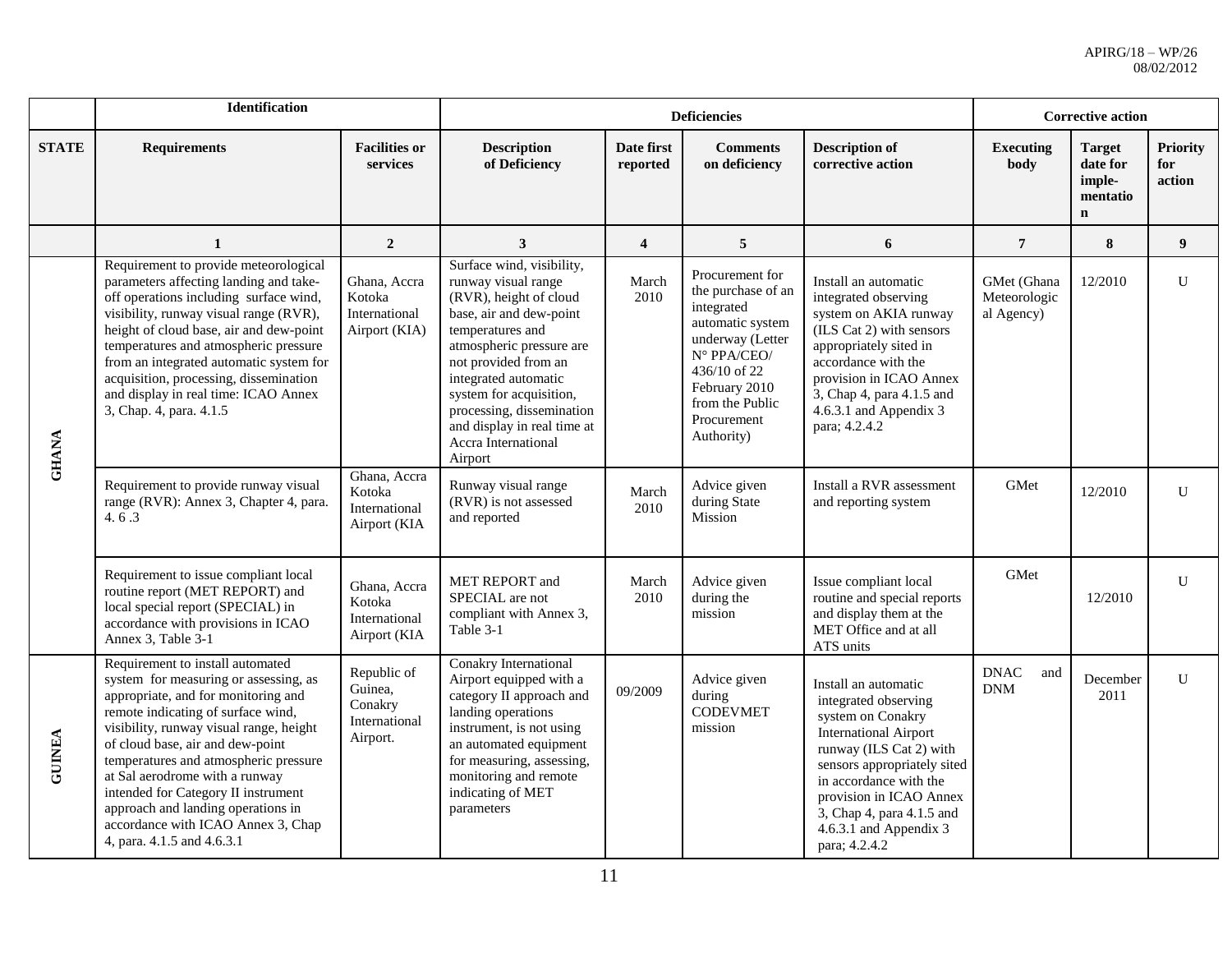| | Identification | | Deficiencies | | | | Corrective action | | |
|---|---|---|---|---|---|---|---|---|---|
| **STATE** | **Requirements** | **Facilities or services** | **Description of Deficiency** | **Date first reported** | **Comments on deficiency** | **Description of corrective action** | **Executing body** | **Target date for imple-mentation** | **Priority for action** |
| | **1** | **2** | **3** | **4** | **5** | **6** | **7** | **8** | **9** |
| **GHANA** | Requirement to provide meteorological parameters affecting landing and take-off operations including surface wind, visibility, runway visual range (RVR), height of cloud base, air and dew-point temperatures and atmospheric pressure from an integrated automatic system for acquisition, processing, dissemination and display in real time: ICAO Annex 3, Chap. 4, para. 4.1.5 | Ghana, Accra Kotoka International Airport (KIA) | Surface wind, visibility, runway visual range (RVR), height of cloud base, air and dew-point temperatures and atmospheric pressure are not provided from an integrated automatic system for acquisition, processing, dissemination and display in real time at Accra International Airport | March 2010 | Procurement for the purchase of an integrated automatic system underway (Letter N° PPA/CEO/ 436/10 of 22 February 2010 from the Public Procurement Authority) | Install an automatic integrated observing system on AKIA runway (ILS Cat 2) with sensors appropriately sited in accordance with the provision in ICAO Annex 3, Chap 4, para 4.1.5 and 4.6.3.1 and Appendix 3 para; 4.2.4.2 | GMet (Ghana Meteorologic al Agency) | 12/2010 | U |
| | Requirement to provide runway visual range (RVR): Annex 3, Chapter 4, para. 4. 6 .3 | Ghana, Accra Kotoka International Airport (KIA | Runway visual range (RVR) is not assessed and reported | March 2010 | Advice given during State Mission | Install a RVR assessment and reporting system | GMet | 12/2010 | U |
| | Requirement to issue compliant local routine report (MET REPORT) and local special report (SPECIAL) in accordance with provisions in ICAO Annex 3, Table 3-1 | Ghana, Accra Kotoka International Airport (KIA | MET REPORT and SPECIAL are not compliant with Annex 3, Table 3-1 | March 2010 | Advice given during the mission | Issue compliant local routine and special reports and display them at the MET Office and at all ATS units | GMet | 12/2010 | U |
| **GUINEA** | Requirement to install automated system for measuring or assessing, as appropriate, and for monitoring and remote indicating of surface wind, visibility, runway visual range, height of cloud base, air and dew-point temperatures and atmospheric pressure at Sal aerodrome with a runway intended for Category II instrument approach and landing operations in accordance with ICAO Annex 3, Chap 4, para. 4.1.5 and 4.6.3.1 | Republic of Guinea, Conakry International Airport. | Conakry International Airport equipped with a category II approach and landing operations instrument, is not using an automated equipment for measuring, assessing, monitoring and remote indicating of MET parameters | 09/2009 | Advice given during CODEVMET mission | Install an automatic integrated observing system on Conakry International Airport runway (ILS Cat 2) with sensors appropriately sited in accordance with the provision in ICAO Annex 3, Chap 4, para 4.1.5 and 4.6.3.1 and Appendix 3 para; 4.2.4.2 | DNAC and DNM | December 2011 | U |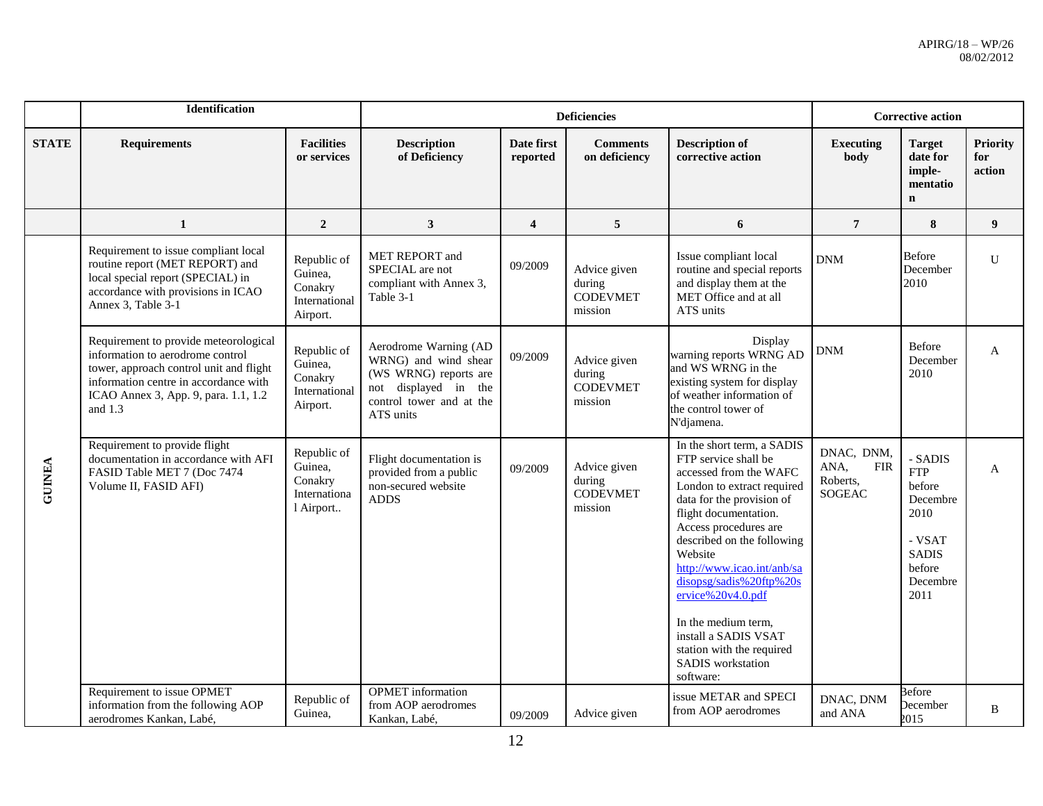| | Identification | | Deficiencies | | | | Corrective action | | |
|---|---|---|---|---|---|---|---|---|---|
| STATE | Requirements | Facilities or services | Description of Deficiency | Date first reported | Comments on deficiency | Description of corrective action | Executing body | Target date for imple-mentation | Priority for action |
| | 1 | 2 | 3 | 4 | 5 | 6 | 7 | 8 | 9 |
| GUINEA | Requirement to issue compliant local routine report (MET REPORT) and local special report (SPECIAL) in accordance with provisions in ICAO Annex 3, Table 3-1 | Republic of Guinea, Conakry International Airport. | MET REPORT and SPECIAL are not compliant with Annex 3, Table 3-1 | 09/2009 | Advice given during CODEVMET mission | Issue compliant local routine and special reports and display them at the MET Office and at all ATS units | DNM | Before December 2010 | U |
| | Requirement to provide meteorological information to aerodrome control tower, approach control unit and flight information centre in accordance with ICAO Annex 3, App. 9, para. 1.1, 1.2 and 1.3 | Republic of Guinea, Conakry International Airport. | Aerodrome Warning (AD WRNG) and wind shear (WS WRNG) reports are not displayed in the control tower and at the ATS units | 09/2009 | Advice given during CODEVMET mission | Display warning reports WRNG AD and WS WRNG in the existing system for display of weather information of the control tower of N'djamena. | DNM | Before December 2010 | A |
| | Requirement to provide flight documentation in accordance with AFI FASID Table MET 7 (Doc 7474 Volume II, FASID AFI) | Republic of Guinea, Conakry International Airport.. | Flight documentation is provided from a public non-secured website ADDS | 09/2009 | Advice given during CODEVMET mission | In the short term, a SADIS FTP service shall be accessed from the WAFC London to extract required data for the provision of flight documentation. Access procedures are described on the following Website http://www.icao.int/anb/sadisopsg/sadis%20ftp%20service%20v4.0.pdf<br><br>In the medium term, install a SADIS VSAT station with the required SADIS workstation software: | DNAC, DNM, ANA, FIR Roberts, SOGEAC | - SADIS FTP before Decembre 2010<br><br>- VSAT SADIS before Decembre 2011 | A |
| | Requirement to issue OPMET information from the following AOP aerodromes Kankan, Labé, | Republic of Guinea, | OPMET information from AOP aerodromes Kankan, Labé, | 09/2009 | Advice given | issue METAR and SPECI from AOP aerodromes | DNAC, DNM and ANA | Before December 2015 | B |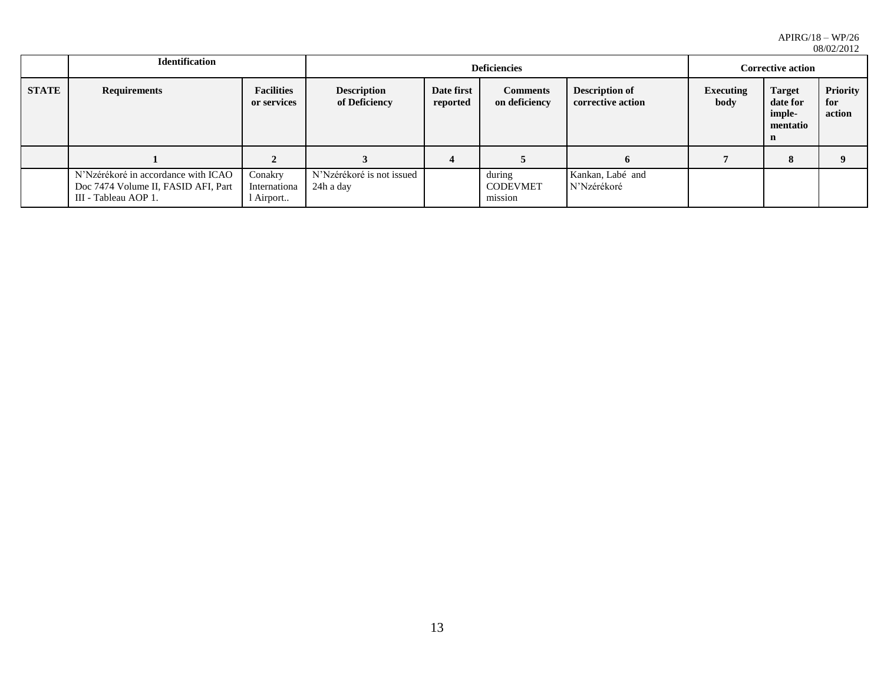| | Identification | | Deficiencies | | | | Corrective action | | |
|---|---|---|---|---|---|---|---|---|---|
| **STATE** | **Requirements** | **Facilities or services** | **Description of Deficiency** | **Date first reported** | **Comments on deficiency** | **Description of corrective action** | **Executing body** | **Target date for imple-mentation** | **Priority for action** |
| | **1** | **2** | **3** | **4** | **5** | **6** | **7** | **8** | **9** |
| | N'Nzérékoré in accordance with ICAO Doc 7474 Volume II, FASID AFI, Part III - Tableau AOP 1. | Conakry International Airport.. | N'Nzérékoré is not issued 24h a day | | during CODEVMET mission | Kankan, Labé and N'Nzérékoré | | | |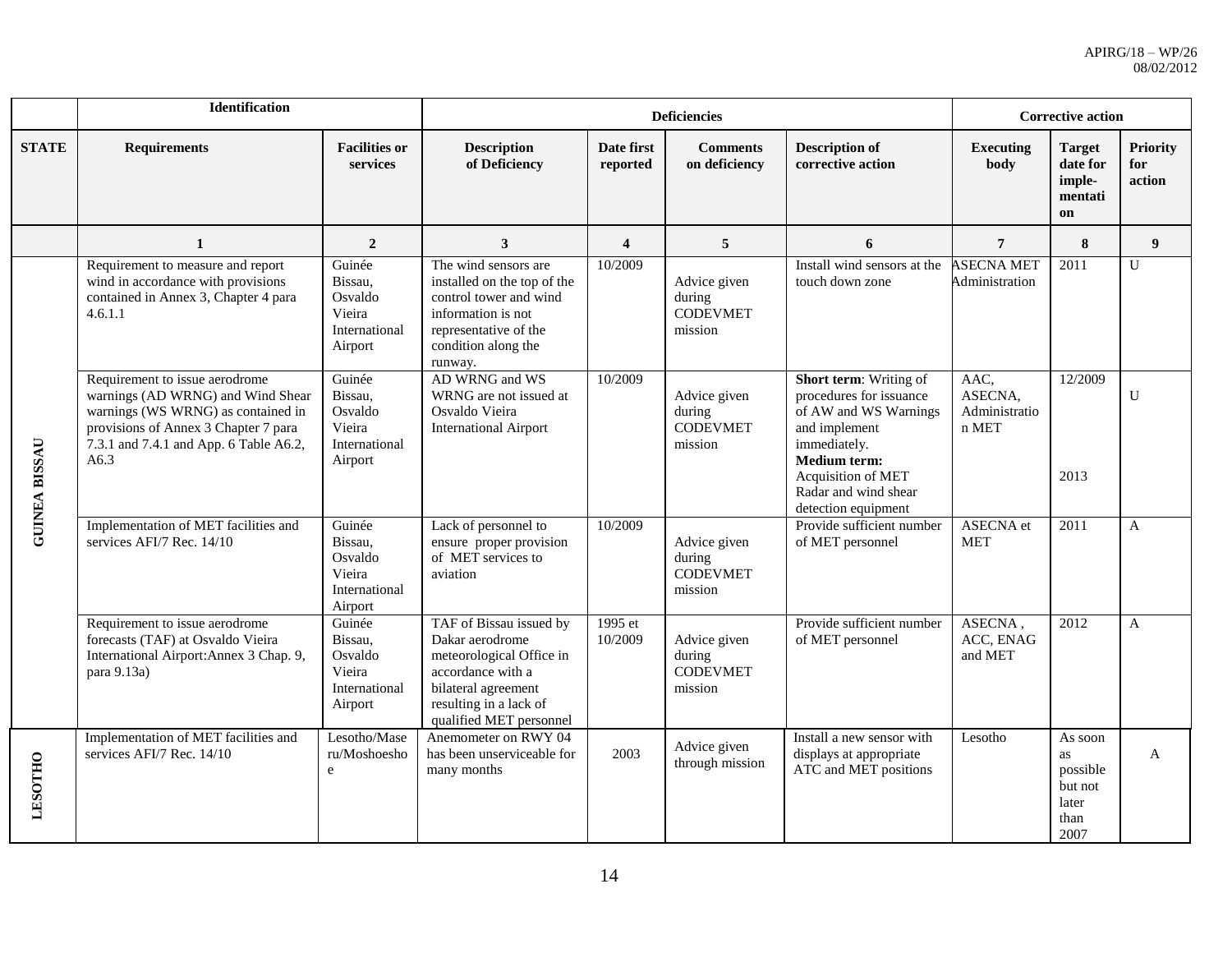| | Identification | | Deficiencies | | | | Corrective action | | |
|---|---|---|---|---|---|---|---|---|---|
| **STATE** | **Requirements** | **Facilities or services** | **Description of Deficiency** | **Date first reported** | **Comments on deficiency** | **Description of corrective action** | **Executing body** | **Target date for imple-mentation** | **Priority for action** |
| | **1** | **2** | **3** | **4** | **5** | **6** | **7** | **8** | **9** |
| **GUINEA BISSAU** | Requirement to measure and report wind in accordance with provisions contained in Annex 3, Chapter 4 para 4.6.1.1 | Guinée Bissau, Osvaldo Vieira International Airport | The wind sensors are installed on the top of the control tower and wind information is not representative of the condition along the runway. | 10/2009 | Advice given during CODEVMET mission | Install wind sensors at the touch down zone | ASECNA MET Administration | 2011 | U |
| | Requirement to issue aerodrome warnings (AD WRNG) and Wind Shear warnings (WS WRNG) as contained in provisions of Annex 3 Chapter 7 para 7.3.1 and 7.4.1 and App. 6 Table A6.2, A6.3 | Guinée Bissau, Osvaldo Vieira International Airport | AD WRNG and WS WRNG are not issued at Osvaldo Vieira International Airport | 10/2009 | Advice given during CODEVMET mission | **Short term**: Writing of procedures for issuance of AW and WS Warnings and implement immediately.<br>**Medium term:** Acquisition of MET Radar and wind shear detection equipment | AAC, ASECNA, Administration MET | 12/2009<br><br>2013 | U |
| | Implementation of MET facilities and services AFI/7 Rec. 14/10 | Guinée Bissau, Osvaldo Vieira International Airport | Lack of personnel to ensure proper provision of MET services to aviation | 10/2009 | Advice given during CODEVMET mission | Provide sufficient number of MET personnel | ASECNA et MET | 2011 | A |
| | Requirement to issue aerodrome forecasts (TAF) at Osvaldo Vieira International Airport:Annex 3 Chap. 9, para 9.13a) | Guinée Bissau, Osvaldo Vieira International Airport | TAF of Bissau issued by Dakar aerodrome meteorological Office in accordance with a bilateral agreement resulting in a lack of qualified MET personnel | 1995 et 10/2009 | Advice given during CODEVMET mission | Provide sufficient number of MET personnel | ASECNA , ACC, ENAG and MET | 2012 | A |
| **LESOTHO** | Implementation of MET facilities and services AFI/7 Rec. 14/10 | Lesotho/Maseru/Moshoeshoe | Anemometer on RWY 04 has been unserviceable for many months | 2003 | Advice given through mission | Install a new sensor with displays at appropriate ATC and MET positions | Lesotho | As soon as possible but not later than 2007 | A |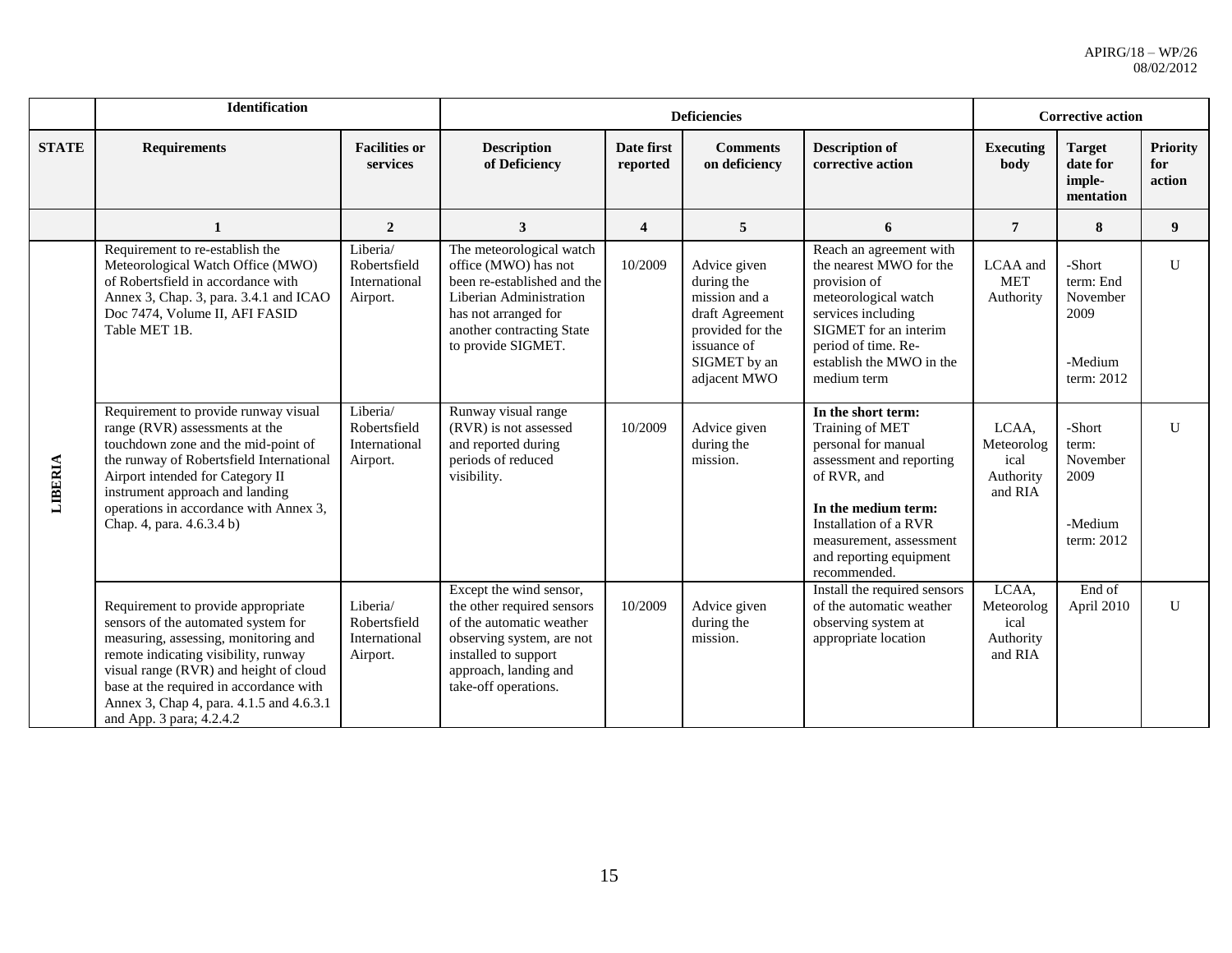| | Identification | | Deficiencies | | | | Corrective action | | |
|---|---|---|---|---|---|---|---|---|---|
| **STATE** | **Requirements** | **Facilities or services** | **Description of Deficiency** | **Date first reported** | **Comments on deficiency** | **Description of corrective action** | **Executing body** | **Target date for imple-mentation** | **Priority for action** |
| | **1** | **2** | **3** | **4** | **5** | **6** | **7** | **8** | **9** |
| **LIBERIA** | Requirement to re-establish the Meteorological Watch Office (MWO) of Robertsfield in accordance with Annex 3, Chap. 3, para. 3.4.1 and ICAO Doc 7474, Volume II, AFI FASID Table MET 1B. | Liberia/ Robertsfield International Airport. | The meteorological watch office (MWO) has not been re-established and the Liberian Administration has not arranged for another contracting State to provide SIGMET. | 10/2009 | Advice given during the mission and a draft Agreement provided for the issuance of SIGMET by an adjacent MWO | Reach an agreement with the nearest MWO for the provision of meteorological watch services including SIGMET for an interim period of time. Re-establish the MWO in the medium term | LCAA and MET Authority | -Short term: End November 2009<br><br>-Medium term: 2012 | U |
| | Requirement to provide runway visual range (RVR) assessments at the touchdown zone and the mid-point of the runway of Robertsfield International Airport intended for Category II instrument approach and landing operations in accordance with Annex 3, Chap. 4, para. 4.6.3.4 b) | Liberia/ Robertsfield International Airport. | Runway visual range (RVR) is not assessed and reported during periods of reduced visibility. | 10/2009 | Advice given during the mission. | **In the short term:** Training of MET personal for manual assessment and reporting of RVR, and<br><br>**In the medium term:** Installation of a RVR measurement, assessment and reporting equipment recommended. | LCAA, Meteorological Authority and RIA | -Short term: November 2009<br><br>-Medium term: 2012 | U |
| | Requirement to provide appropriate sensors of the automated system for measuring, assessing, monitoring and remote indicating visibility, runway visual range (RVR) and height of cloud base at the required in accordance with Annex 3, Chap 4, para. 4.1.5 and 4.6.3.1 and App. 3 para; 4.2.4.2 | Liberia/ Robertsfield International Airport. | Except the wind sensor, the other required sensors of the automatic weather observing system, are not installed to support approach, landing and take-off operations. | 10/2009 | Advice given during the mission. | Install the required sensors of the automatic weather observing system at appropriate location | LCAA, Meteorological Authority and RIA | End of April 2010 | U |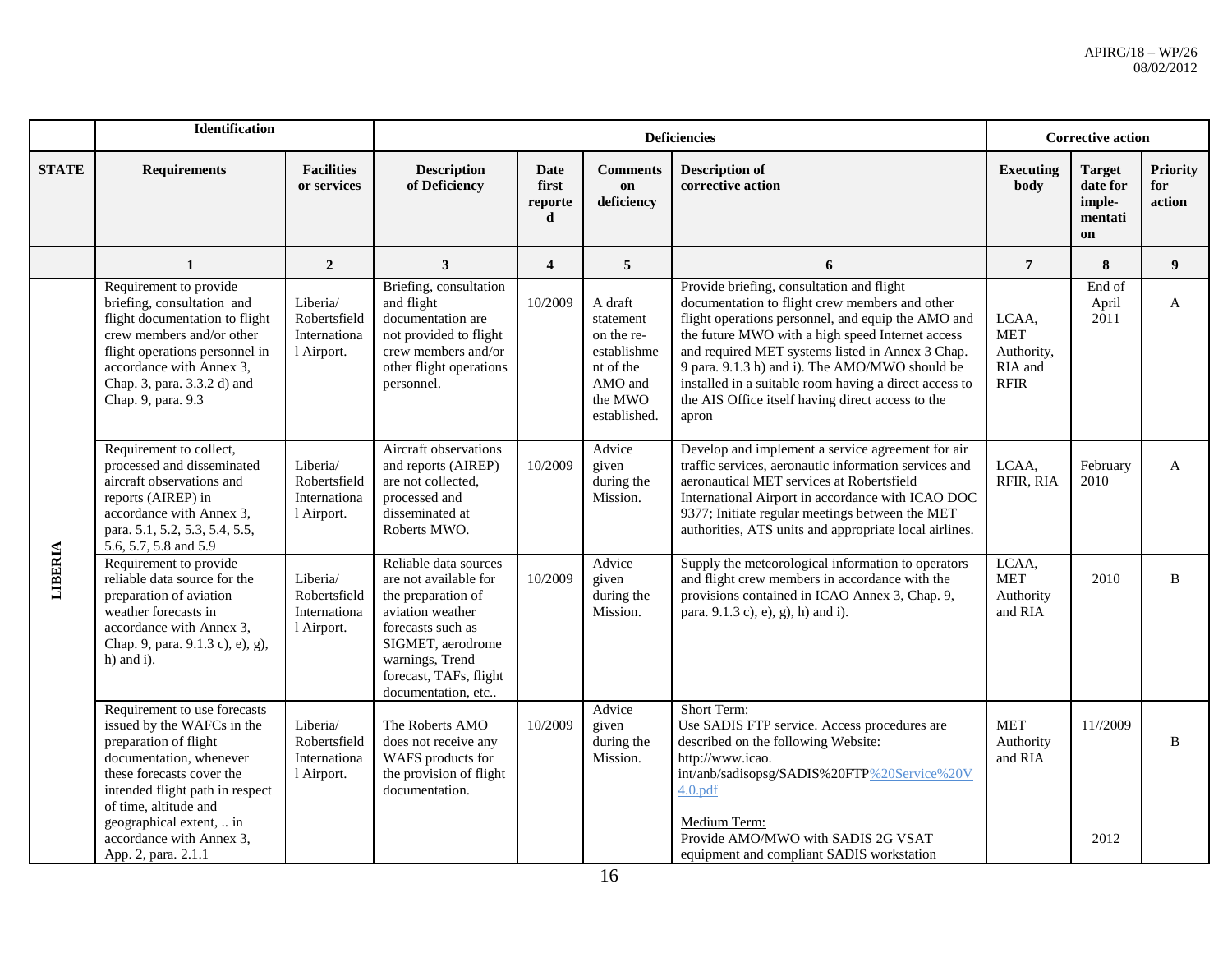| STATE | Identification | | Deficiencies | | | Corrective action | | | |
|---|---|---|---|---|---|---|---|---|---|
| | **Requirements** | **Facilities or services** | **Description of Deficiency** | **Date first reported** | **Comments on deficiency** | **Description of corrective action** | **Executing body** | **Target date for imple-mentation** | **Priority for action** |
| | **1** | **2** | **3** | **4** | **5** | **6** | **7** | **8** | **9** |
| **LIBERIA** | Requirement to provide briefing, consultation and flight documentation to flight crew members and/or other flight operations personnel in accordance with Annex 3, Chap. 3, para. 3.3.2 d) and Chap. 9, para. 9.3 | Liberia/ Robertsfield International Airport. | Briefing, consultation and flight documentation are not provided to flight crew members and/or other flight operations personnel. | 10/2009 | A draft statement on the re-establishment of the AMO and the MWO established. | Provide briefing, consultation and flight documentation to flight crew members and other flight operations personnel, and equip the AMO and the future MWO with a high speed Internet access and required MET systems listed in Annex 3 Chap. 9 para. 9.1.3 h) and i). The AMO/MWO should be installed in a suitable room having a direct access to the AIS Office itself having direct access to the apron | LCAA, MET Authority, RIA and RFIR | End of April 2011 | A |
| | Requirement to collect, processed and disseminated aircraft observations and reports (AIREP) in accordance with Annex 3, para. 5.1, 5.2, 5.3, 5.4, 5.5, 5.6, 5.7, 5.8 and 5.9 | Liberia/ Robertsfield International Airport. | Aircraft observations and reports (AIREP) are not collected, processed and disseminated at Roberts MWO. | 10/2009 | Advice given during the Mission. | Develop and implement a service agreement for air traffic services, aeronautic information services and aeronautical MET services at Robertsfield International Airport in accordance with ICAO DOC 9377; Initiate regular meetings between the MET authorities, ATS units and appropriate local airlines. | LCAA, RFIR, RIA | February 2010 | A |
| | Requirement to provide reliable data source for the preparation of aviation weather forecasts in accordance with Annex 3, Chap. 9, para. 9.1.3 c), e), g), h) and i). | Liberia/ Robertsfield International Airport. | Reliable data sources are not available for the preparation of aviation weather forecasts such as SIGMET, aerodrome warnings, Trend forecast, TAFs, flight documentation, etc.. | 10/2009 | Advice given during the Mission. | Supply the meteorological information to operators and flight crew members in accordance with the provisions contained in ICAO Annex 3, Chap. 9, para. 9.1.3 c), e), g), h) and i). | LCAA, MET Authority and RIA | 2010 | B |
| | Requirement to use forecasts issued by the WAFCs in the preparation of flight documentation, whenever these forecasts cover the intended flight path in respect of time, altitude and geographical extent, .. in accordance with Annex 3, App. 2, para. 2.1.1 | Liberia/ Robertsfield International Airport. | The Roberts AMO does not receive any WAFS products for the provision of flight documentation. | 10/2009 | Advice given during the Mission. | Short Term:<br>Use SADIS FTP service. Access procedures are described on the following Website: http://www.icao.int/anb/sadisopsg/SADIS%20FTP%20Service%20V4.0.pdf<br><br>Medium Term:<br>Provide AMO/MWO with SADIS 2G VSAT equipment and compliant SADIS workstation | MET Authority and RIA | 11//2009<br><br><br><br><br>2012 | B |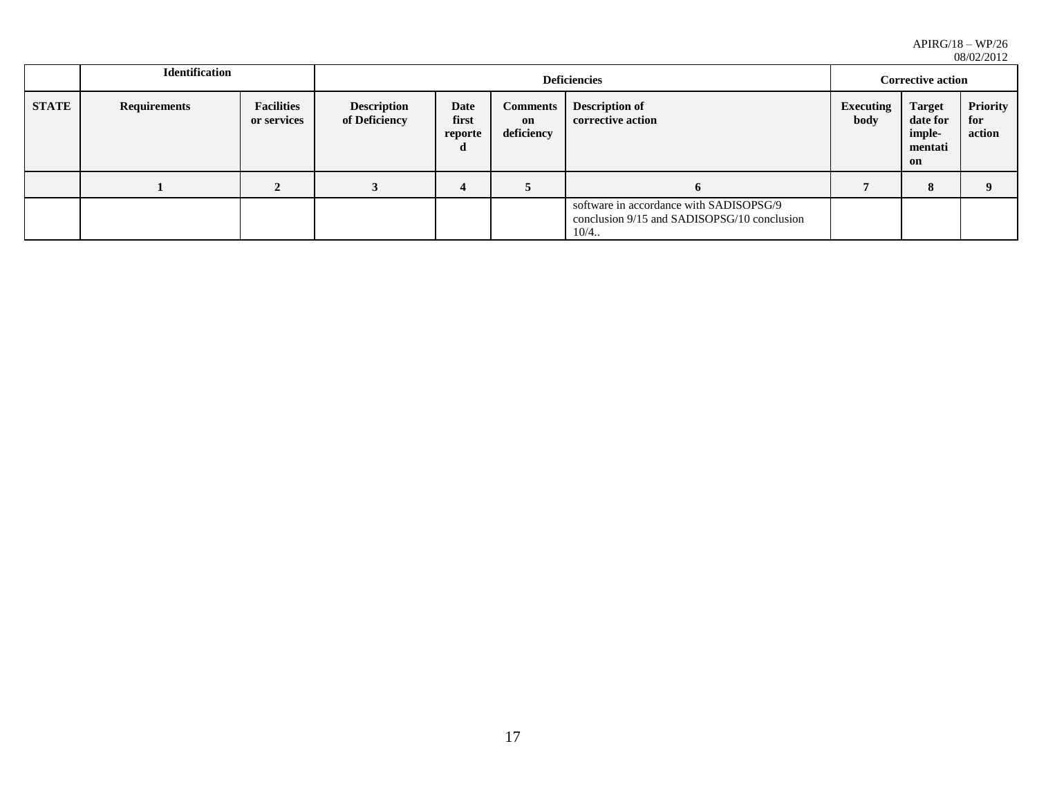| | Identification | | Deficiencies | | | | Corrective action | | |
|---|---|---|---|---|---|---|---|---|---|
| **STATE** | **Requirements** | **Facilities or services** | **Description of Deficiency** | **Date first reported** | **Comments on deficiency** | **Description of corrective action** | **Executing body** | **Target date for imple-mentation** | **Priority for action** |
| | **1** | **2** | **3** | **4** | **5** | **6** | **7** | **8** | **9** |
| | | | | | | software in accordance with SADISOPSG/9 conclusion 9/15 and SADISOPSG/10 conclusion 10/4.. | | | |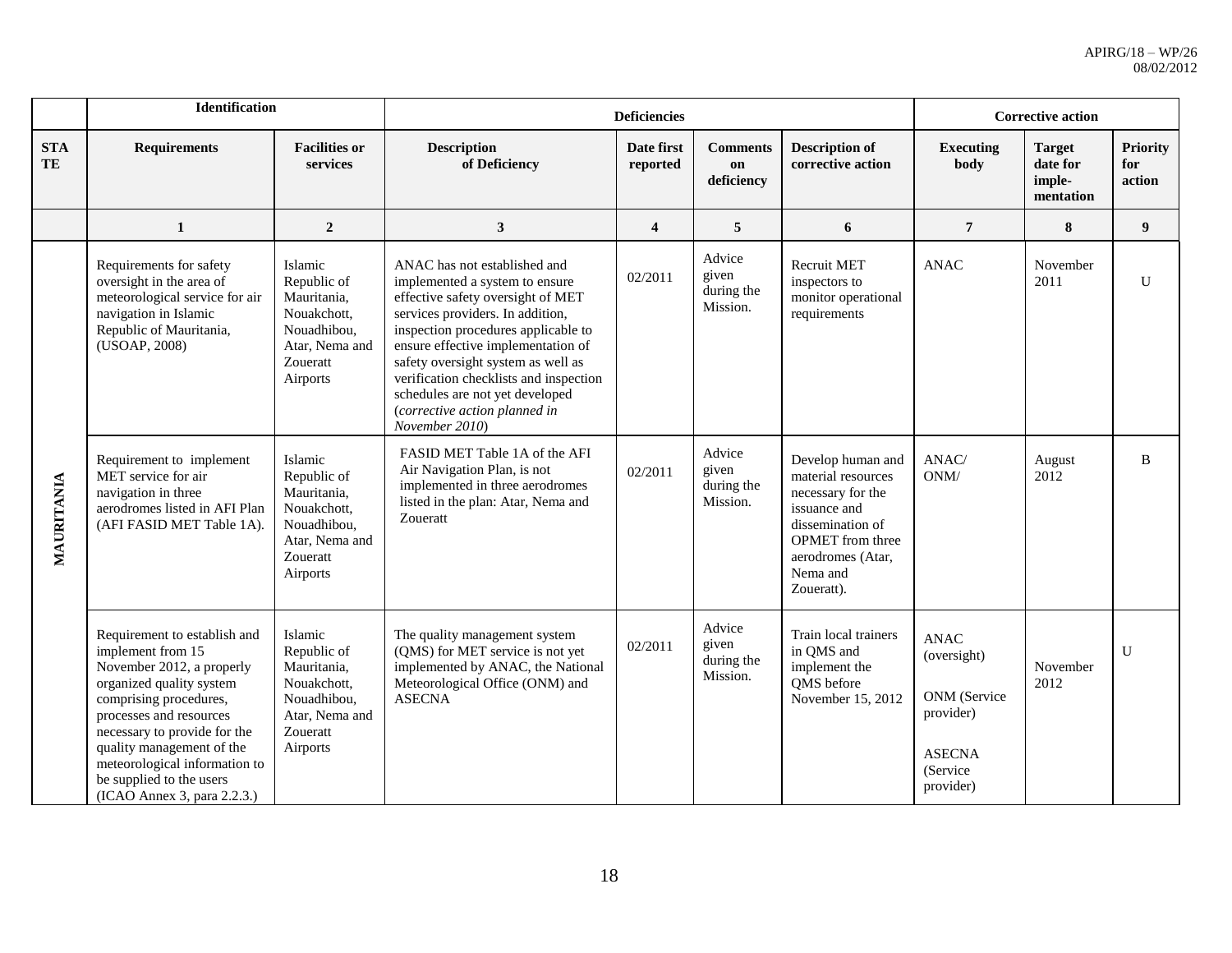| | Identification | | Deficiencies | | | | Corrective action | | |
|---|---|---|---|---|---|---|---|---|---|
| STATE | Requirements | Facilities or services | Description of Deficiency | Date first reported | Comments on deficiency | Description of corrective action | Executing body | Target date for imple-mentation | Priority for action |
| | 1 | 2 | 3 | 4 | 5 | 6 | 7 | 8 | 9 |
| MAURITANIA | Requirements for safety oversight in the area of meteorological service for air navigation in Islamic Republic of Mauritania, (USOAP, 2008) | Islamic Republic of Mauritania, Nouakchott, Nouadhibou, Atar, Nema and Zoueratt Airports | ANAC has not established and implemented a system to ensure effective safety oversight of MET services providers. In addition, inspection procedures applicable to ensure effective implementation of safety oversight system as well as verification checklists and inspection schedules are not yet developed (*corrective action planned in November 2010*) | 02/2011 | Advice given during the Mission. | Recruit MET inspectors to monitor operational requirements | ANAC | November 2011 | U |
| | Requirement to implement MET service for air navigation in three aerodromes listed in AFI Plan (AFI FASID MET Table 1A). | Islamic Republic of Mauritania, Nouakchott, Nouadhibou, Atar, Nema and Zoueratt Airports | FASID MET Table 1A of the AFI Air Navigation Plan, is not implemented in three aerodromes listed in the plan: Atar, Nema and Zoueratt | 02/2011 | Advice given during the Mission. | Develop human and material resources necessary for the issuance and dissemination of OPMET from three aerodromes (Atar, Nema and Zoueratt). | ANAC/ ONM/ | August 2012 | B |
| | Requirement to establish and implement from 15 November 2012, a properly organized quality system comprising procedures, processes and resources necessary to provide for the quality management of the meteorological information to be supplied to the users (ICAO Annex 3, para 2.2.3.) | Islamic Republic of Mauritania, Nouakchott, Nouadhibou, Atar, Nema and Zoueratt Airports | The quality management system (QMS) for MET service is not yet implemented by ANAC, the National Meteorological Office (ONM) and ASECNA | 02/2011 | Advice given during the Mission. | Train local trainers in QMS and implement the QMS before November 15, 2012 | ANAC (oversight)<br><br>ONM (Service provider)<br><br>ASECNA (Service provider) | November 2012 | U |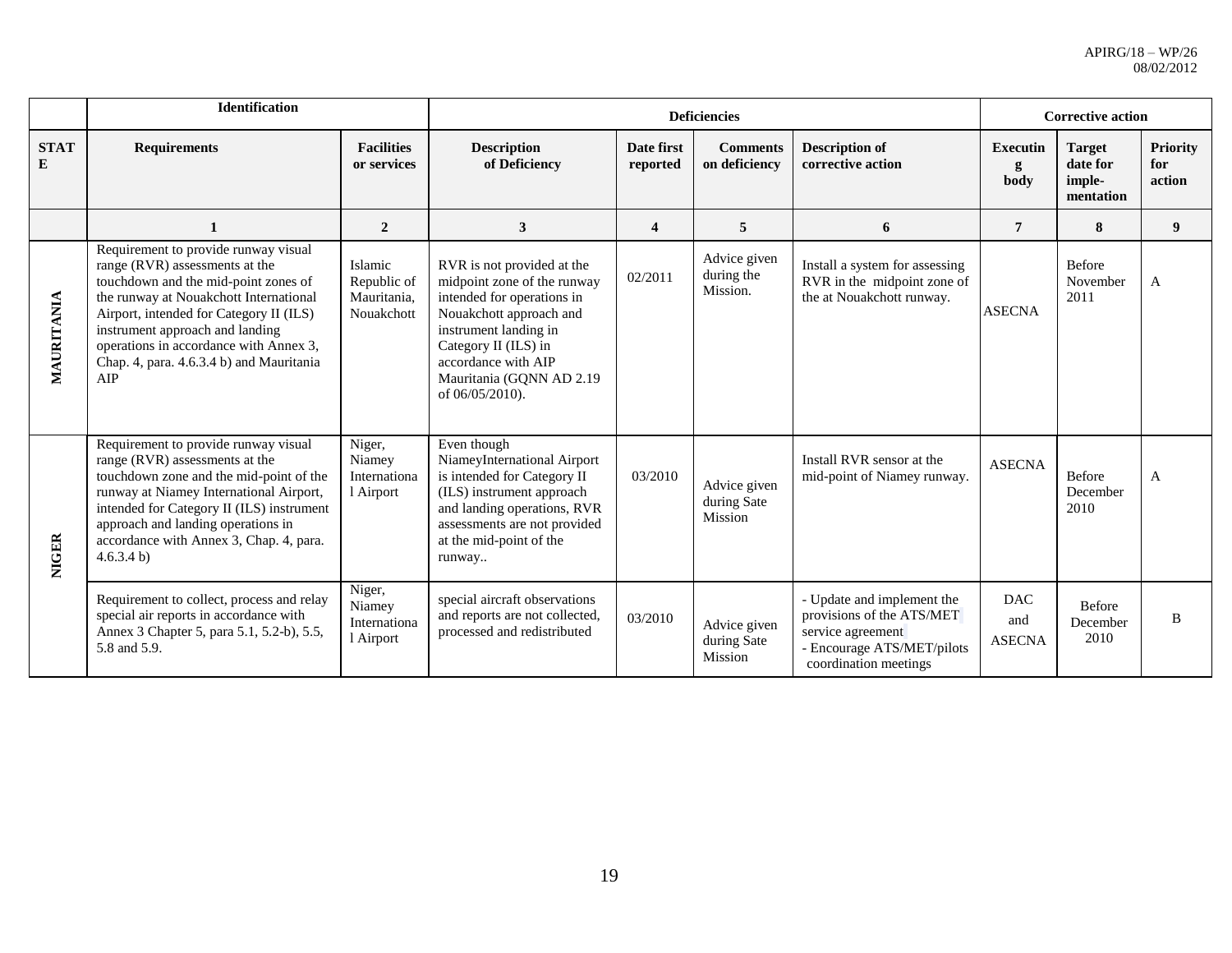| | Identification | | Deficiencies | | | | Corrective action | | |
|---|---|---|---|---|---|---|---|---|---|
| STATE | Requirements | Facilities or services | Description of Deficiency | Date first reported | Comments on deficiency | Description of corrective action | Executing body | Target date for imple-mentation | Priority for action |
| | 1 | 2 | 3 | 4 | 5 | 6 | 7 | 8 | 9 |
| MAURITANIA | Requirement to provide runway visual range (RVR) assessments at the touchdown and the mid-point zones of the runway at Nouakchott International Airport, intended for Category II (ILS) instrument approach and landing operations in accordance with Annex 3, Chap. 4, para. 4.6.3.4 b) and Mauritania AIP | Islamic Republic of Mauritania, Nouakchott | RVR is not provided at the midpoint zone of the runway intended for operations in Nouakchott approach and instrument landing in Category II (ILS) in accordance with AIP Mauritania (GQNN AD 2.19 of 06/05/2010). | 02/2011 | Advice given during the Mission. | Install a system for assessing RVR in the midpoint zone of the at Nouakchott runway. | ASECNA | Before November 2011 | A |
| NIGER | Requirement to provide runway visual range (RVR) assessments at the touchdown zone and the mid-point of the runway at Niamey International Airport, intended for Category II (ILS) instrument approach and landing operations in accordance with Annex 3, Chap. 4, para. 4.6.3.4 b) | Niger, Niamey International Airport | Even though NiameyInternational Airport is intended for Category II (ILS) instrument approach and landing operations, RVR assessments are not provided at the mid-point of the runway.. | 03/2010 | Advice given during Sate Mission | Install RVR sensor at the mid-point of Niamey runway. | ASECNA | Before December 2010 | A |
| | Requirement to collect, process and relay special air reports in accordance with Annex 3 Chapter 5, para 5.1, 5.2-b), 5.5, 5.8 and 5.9. | Niger, Niamey International Airport | special aircraft observations and reports are not collected, processed and redistributed | 03/2010 | Advice given during Sate Mission | - Update and implement the provisions of the ATS/MET service agreement<br>- Encourage ATS/MET/pilots coordination meetings | DAC and ASECNA | Before December 2010 | B |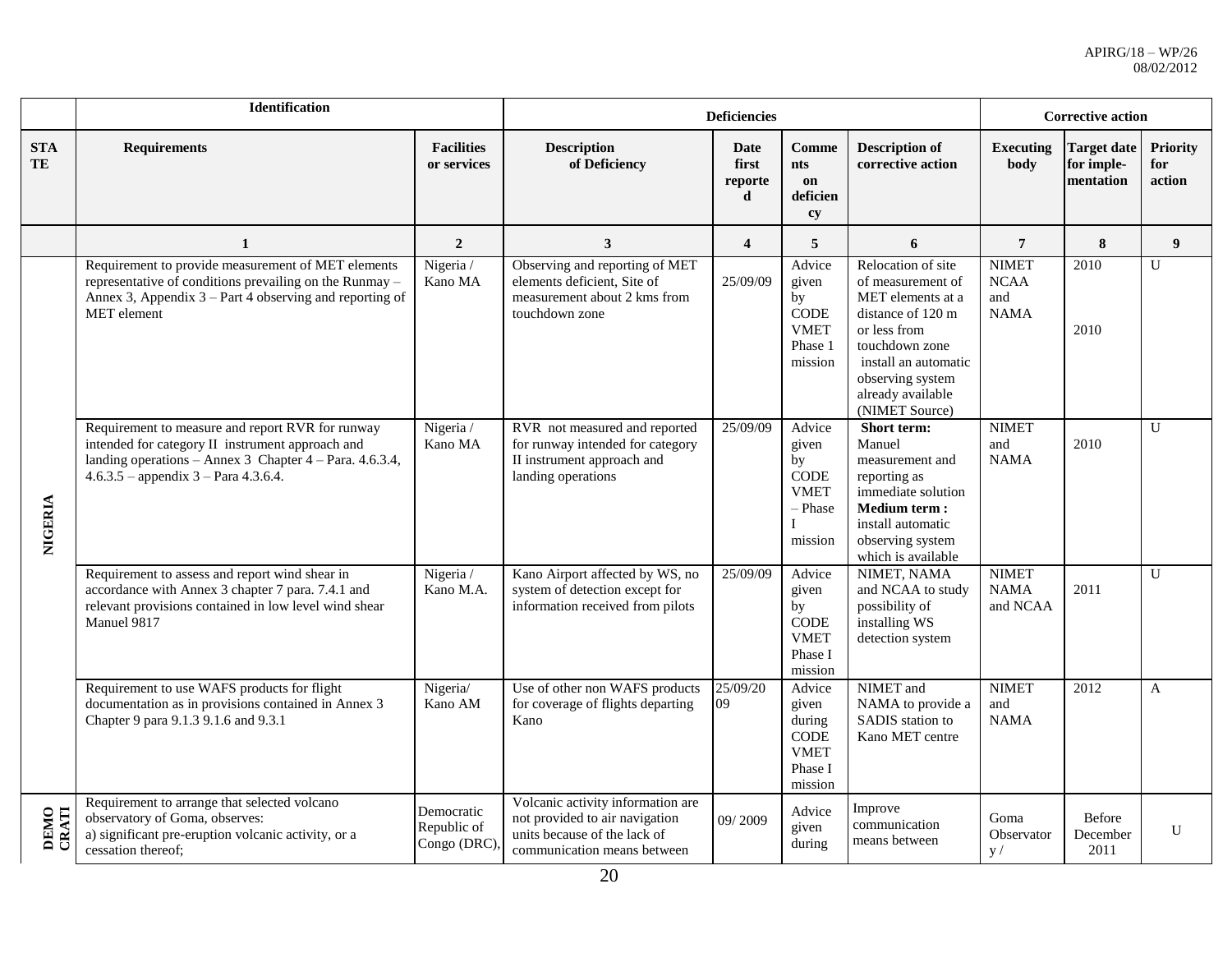| | Identification | | Deficiencies | | | | Corrective action | | |
|---|---|---|---|---|---|---|---|---|---|
| STATE | Requirements | Facilities or services | Description of Deficiency | Date first reported | Comments on deficiency | Description of corrective action | Executing body | Target date for implementation | Priority for action |
| | 1 | 2 | 3 | 4 | 5 | 6 | 7 | 8 | 9 |
| NIGERIA | Requirement to provide measurement of MET elements representative of conditions prevailing on the Runmay – Annex 3, Appendix 3 – Part 4 observing and reporting of MET element | Nigeria / Kano MA | Observing and reporting of MET elements deficient, Site of measurement about 2 kms from touchdown zone | 25/09/09 | Advice given by CODE VMET Phase 1 mission | Relocation of site of measurement of MET elements at a distance of 120 m or less from touchdown zone install an automatic observing system already available (NIMET Source) | NIMET NCAA and NAMA | 2010 2010 | U |
| | Requirement to measure and report RVR for runway intended for category II instrument approach and landing operations – Annex 3 Chapter 4 – Para. 4.6.3.4, 4.6.3.5 – appendix 3 – Para 4.3.6.4. | Nigeria / Kano MA | RVR not measured and reported for runway intended for category II instrument approach and landing operations | 25/09/09 | Advice given by CODE VMET – Phase I mission | **Short term:** Manuel measurement and reporting as immediate solution **Medium term :** install automatic observing system which is available | NIMET and NAMA | 2010 | U |
| | Requirement to assess and report wind shear in accordance with Annex 3 chapter 7 para. 7.4.1 and relevant provisions contained in low level wind shear Manuel 9817 | Nigeria / Kano M.A. | Kano Airport affected by WS, no system of detection except for information received from pilots | 25/09/09 | Advice given by CODE VMET Phase I mission | NIMET, NAMA and NCAA to study possibility of installing WS detection system | NIMET NAMA and NCAA | 2011 | U |
| | Requirement to use WAFS products for flight documentation as in provisions contained in Annex 3 Chapter 9 para 9.1.3 9.1.6 and 9.3.1 | Nigeria/ Kano AM | Use of other non WAFS products for coverage of flights departing Kano | 25/09/2009 | Advice given during CODE VMET Phase I mission | NIMET and NAMA to provide a SADIS station to Kano MET centre | NIMET and NAMA | 2012 | A |
| DEMOCRATI | Requirement to arrange that selected volcano observatory of Goma, observes: a) significant pre-eruption volcanic activity, or a cessation thereof; | Democratic Republic of Congo (DRC), | Volcanic activity information are not provided to air navigation units because of the lack of communication means between | 09/ 2009 | Advice given during | Improve communication means between | Goma Observatory / | Before December 2011 | U |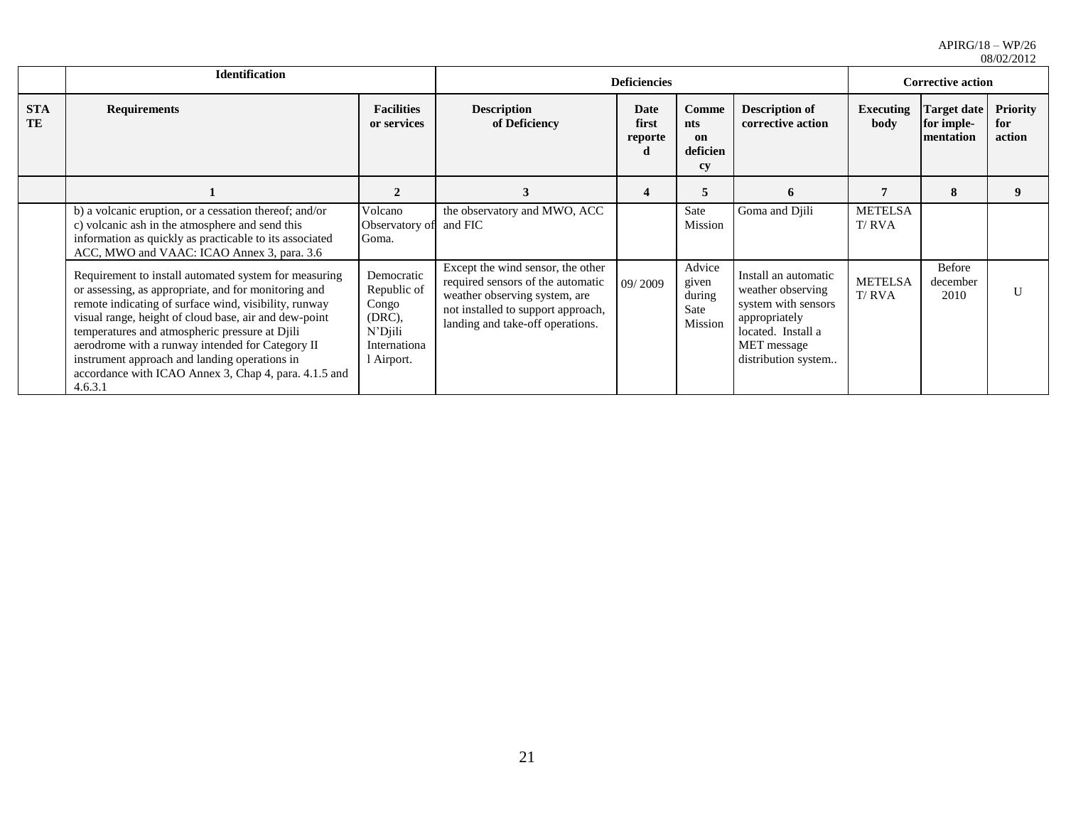| STATE | Identification | | Deficiencies | | | Corrective action | | | |
|---|---|---|---|---|---|---|---|---|---|
| | **Requirements** | **Facilities or services** | **Description of Deficiency** | **Date first reported** | **Comments on deficiency** | **Description of corrective action** | **Executing body** | **Target date for imple-mentation** | **Priority for action** |
| | **1** | **2** | **3** | **4** | **5** | **6** | **7** | **8** | **9** |
| | b) a volcanic eruption, or a cessation thereof; and/or c) volcanic ash in the atmosphere and send this information as quickly as practicable to its associated ACC, MWO and VAAC: ICAO Annex 3, para. 3.6 | Volcano Observatory of Goma. | the observatory and MWO, ACC and FIC | | Sate Mission | Goma and Djili | METELSAT/ RVA | | |
| | Requirement to install automated system for measuring or assessing, as appropriate, and for monitoring and remote indicating of surface wind, visibility, runway visual range, height of cloud base, air and dew-point temperatures and atmospheric pressure at Djili aerodrome with a runway intended for Category II instrument approach and landing operations in accordance with ICAO Annex 3, Chap 4, para. 4.1.5 and 4.6.3.1 | Democratic Republic of Congo (DRC), N'Djili International Airport. | Except the wind sensor, the other required sensors of the automatic weather observing system, are not installed to support approach, landing and take-off operations. | 09/ 2009 | Advice given during Sate Mission | Install an automatic weather observing system with sensors appropriately located. Install a MET message distribution system.. | METELSAT/ RVA | Before december 2010 | U |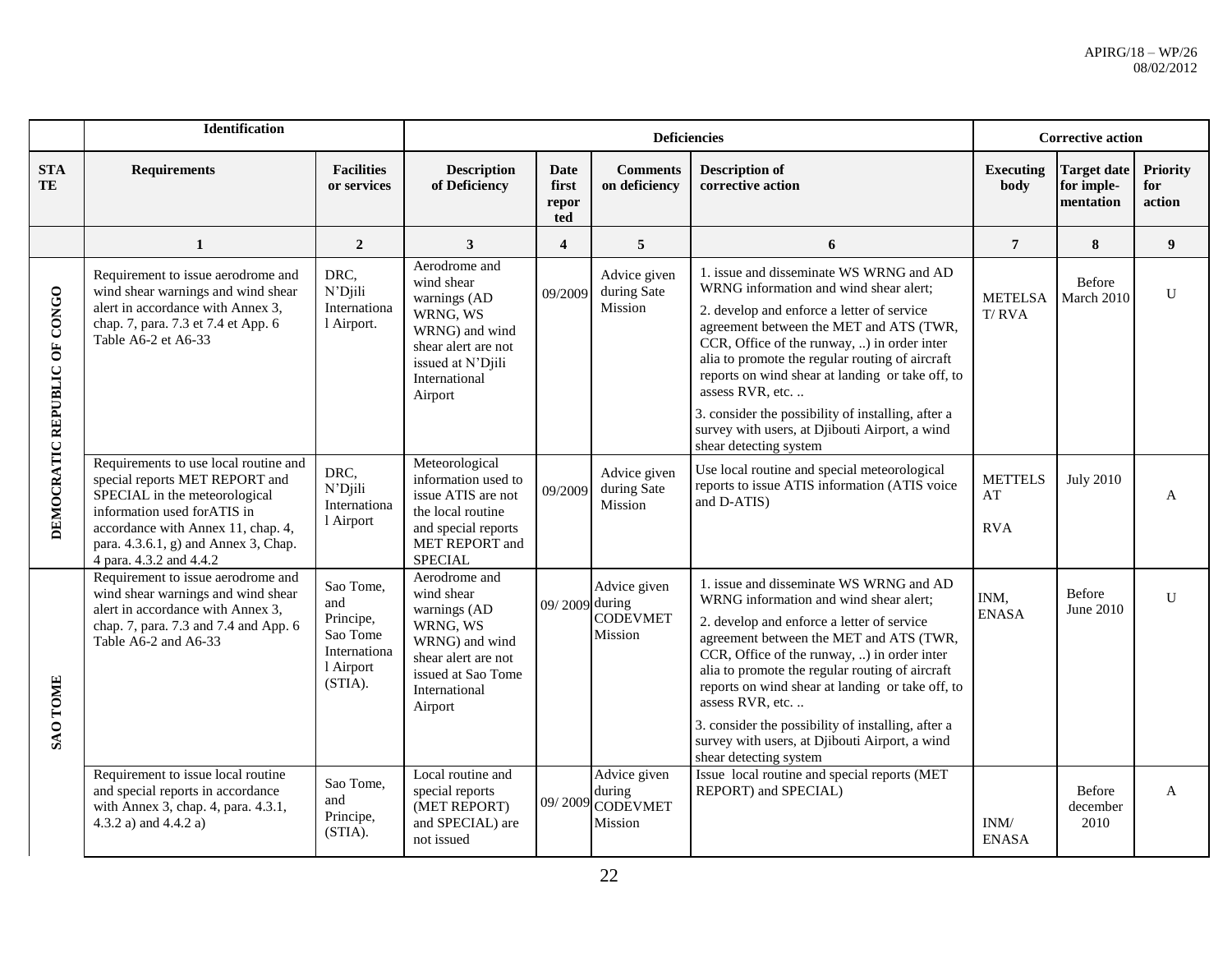| | Identification | | Deficiencies | | | | Corrective action | | |
|---|---|---|---|---|---|---|---|---|---|
| STATE | Requirements | Facilities or services | Description of Deficiency | Date first reported | Comments on deficiency | Description of corrective action | Executing body | Target date for implementation | Priority for action |
| | 1 | 2 | 3 | 4 | 5 | 6 | 7 | 8 | 9 |
| DEMOCRATIC REPUBLIC OF CONGO | Requirement to issue aerodrome and wind shear warnings and wind shear alert in accordance with Annex 3, chap. 7, para. 7.3 et 7.4 et App. 6 Table A6-2 et A6-33 | DRC, N'Djili International Airport. | Aerodrome and wind shear warnings (AD WRNG, WS WRNG) and wind shear alert are not issued at N'Djili International Airport | 09/2009 | Advice given during Sate Mission | 1. issue and disseminate WS WRNG and AD WRNG information and wind shear alert;<br>2. develop and enforce a letter of service agreement between the MET and ATS (TWR, CCR, Office of the runway, ..) in order inter alia to promote the regular routing of aircraft reports on wind shear at landing or take off, to assess RVR, etc. ..<br>3. consider the possibility of installing, after a survey with users, at Djibouti Airport, a wind shear detecting system | METELSAT/ RVA | Before March 2010 | U |
| | Requirements to use local routine and special reports MET REPORT and SPECIAL in the meteorological information used forATIS in accordance with Annex 11, chap. 4, para. 4.3.6.1, g) and Annex 3, Chap. 4 para. 4.3.2 and 4.4.2 | DRC, N'Djili International Airport | Meteorological information used to issue ATIS are not the local routine and special reports MET REPORT and SPECIAL | 09/2009 | Advice given during Sate Mission | Use local routine and special meteorological reports to issue ATIS information (ATIS voice and D-ATIS) | METTELSAT<br>RVA | July 2010 | A |
| SAO TOME | Requirement to issue aerodrome and wind shear warnings and wind shear alert in accordance with Annex 3, chap. 7, para. 7.3 and 7.4 and App. 6 Table A6-2 and A6-33 | Sao Tome, and Principe, Sao Tome International Airport (STIA). | Aerodrome and wind shear warnings (AD WRNG, WS WRNG) and wind shear alert are not issued at Sao Tome International Airport | 09/ 2009 | Advice given during CODEVMET Mission | 1. issue and disseminate WS WRNG and AD WRNG information and wind shear alert;<br>2. develop and enforce a letter of service agreement between the MET and ATS (TWR, CCR, Office of the runway, ..) in order inter alia to promote the regular routing of aircraft reports on wind shear at landing or take off, to assess RVR, etc. ..<br>3. consider the possibility of installing, after a survey with users, at Djibouti Airport, a wind shear detecting system | INM, ENASA | Before June 2010 | U |
| | Requirement to issue local routine and special reports in accordance with Annex 3, chap. 4, para. 4.3.1, 4.3.2 a) and 4.4.2 a) | Sao Tome, and Principe, (STIA). | Local routine and special reports (MET REPORT) and SPECIAL) are not issued | 09/ 2009 | Advice given during CODEVMET Mission | Issue local routine and special reports (MET REPORT) and SPECIAL) | INM/ ENASA | Before december 2010 | A |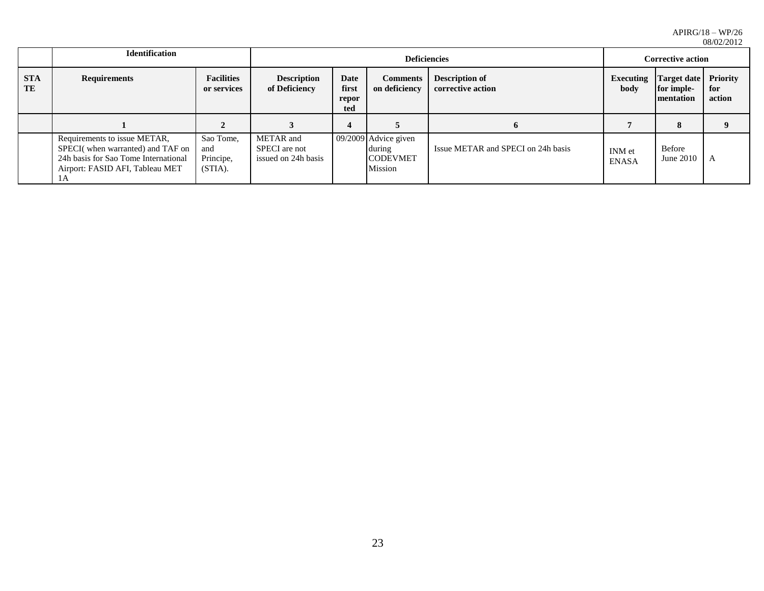| | Identification | | Deficiencies | | | | Corrective action | | |
|---|---|---|---|---|---|---|---|---|---|
| STATE | Requirements | Facilities or services | Description of Deficiency | Date first reported | Comments on deficiency | Description of corrective action | Executing body | Target date for implementation | Priority for action |
| | 1 | 2 | 3 | 4 | 5 | 6 | 7 | 8 | 9 |
| | Requirements to issue METAR, SPECI( when warranted) and TAF on 24h basis for Sao Tome International Airport: FASID AFI, Tableau MET 1A | Sao Tome, and Principe, (STIA). | METAR and SPECI are not issued on 24h basis | 09/2009 | Advice given during CODEVMET Mission | Issue METAR and SPECI on 24h basis | INM et ENASA | Before June 2010 | A |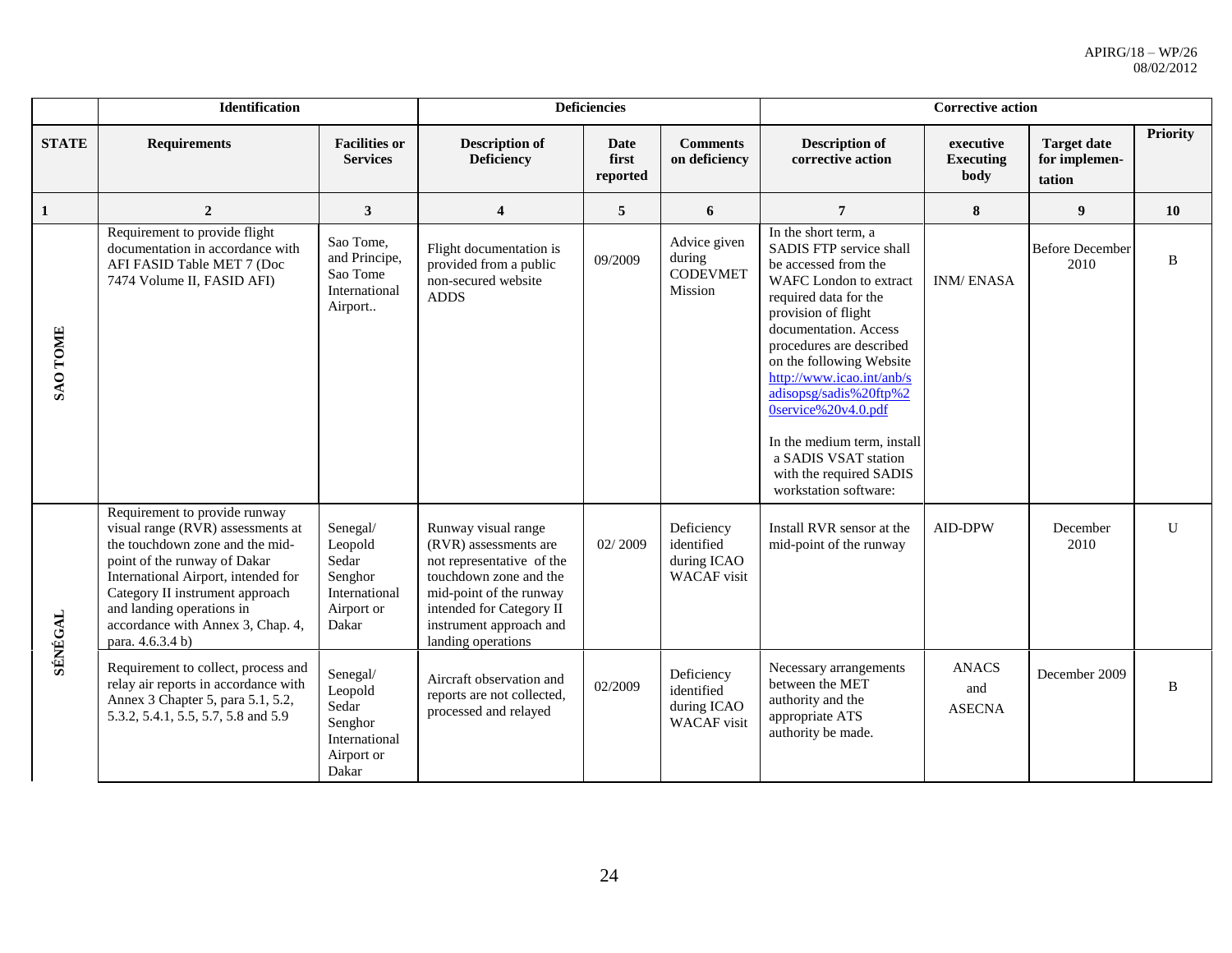| | Identification | | Deficiencies | | | Corrective action | | | |
|---|---|---|---|---|---|---|---|---|---|
| **STATE** | **Requirements** | **Facilities or Services** | **Description of Deficiency** | **Date first reported** | **Comments on deficiency** | **Description of corrective action** | **executive Executing body** | **Target date for implemen-tation** | **Priority** |
| **1** | **2** | **3** | **4** | **5** | **6** | **7** | **8** | **9** | **10** |
| **SAO TOME** | Requirement to provide flight documentation in accordance with AFI FASID Table MET 7 (Doc 7474 Volume II, FASID AFI) | Sao Tome, and Principe, Sao Tome International Airport.. | Flight documentation is provided from a public non-secured website ADDS | 09/2009 | Advice given during CODEVMET Mission | In the short term, a SADIS FTP service shall be accessed from the WAFC London to extract required data for the provision of flight documentation. Access procedures are described on the following Website http://www.icao.int/anb/sadisopsg/sadis%20ftp%20service%20v4.0.pdf<br><br>In the medium term, install a SADIS VSAT station with the required SADIS workstation software: | INM/ ENASA | Before December 2010 | B |
| **SÉNÉGAL** | Requirement to provide runway visual range (RVR) assessments at the touchdown zone and the mid-point of the runway of Dakar International Airport, intended for Category II instrument approach and landing operations in accordance with Annex 3, Chap. 4, para. 4.6.3.4 b) | Senegal/ Leopold Sedar Senghor International Airport or Dakar | Runway visual range (RVR) assessments are not representative of the touchdown zone and the mid-point of the runway intended for Category II instrument approach and landing operations | 02/ 2009 | Deficiency identified during ICAO WACAF visit | Install RVR sensor at the mid-point of the runway | AID-DPW | December 2010 | U |
| | Requirement to collect, process and relay air reports in accordance with Annex 3 Chapter 5, para 5.1, 5.2, 5.3.2, 5.4.1, 5.5, 5.7, 5.8 and 5.9 | Senegal/ Leopold Sedar Senghor International Airport or Dakar | Aircraft observation and reports are not collected, processed and relayed | 02/2009 | Deficiency identified during ICAO WACAF visit | Necessary arrangements between the MET authority and the appropriate ATS authority be made. | ANACS and ASECNA | December 2009 | B |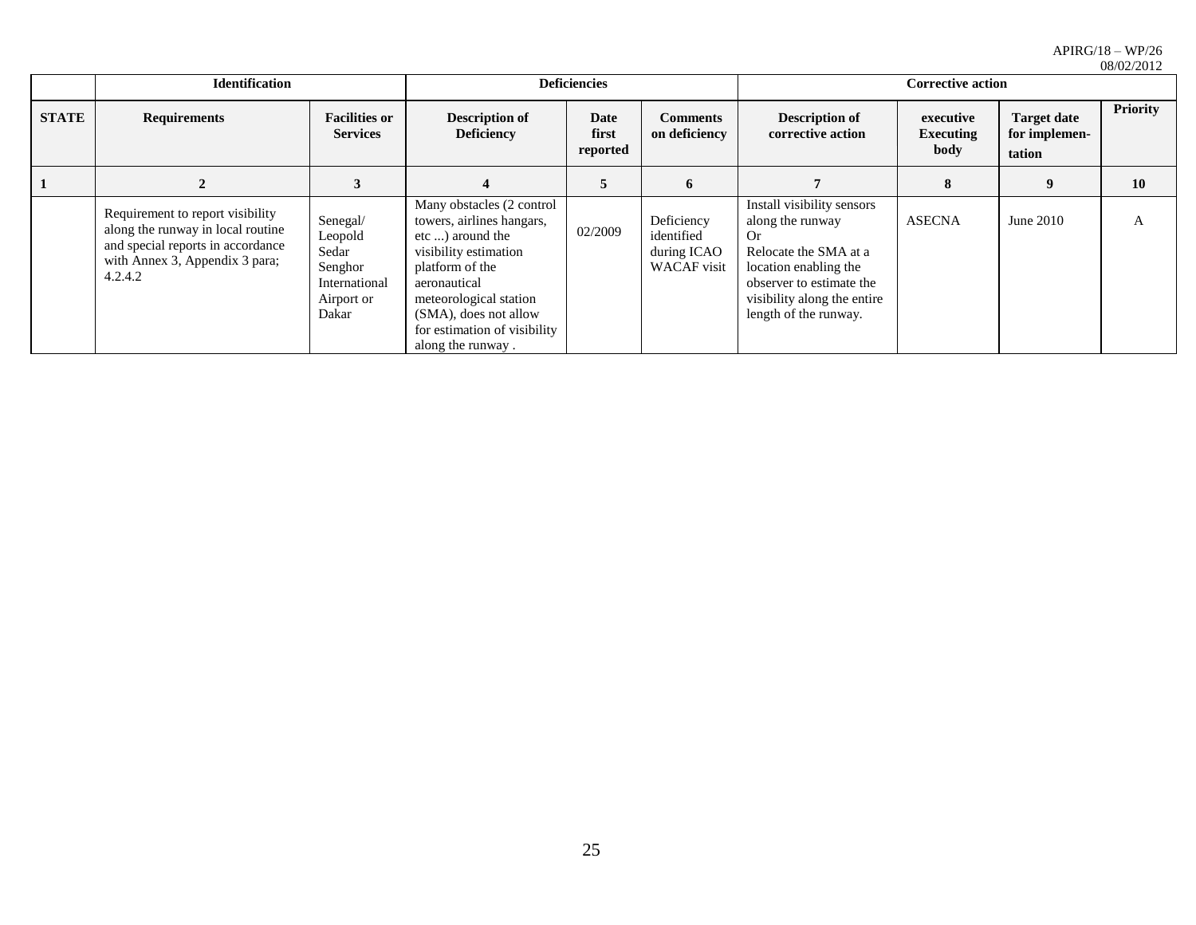| | Identification | | Deficiencies | | | Corrective action | | | |
|---|---|---|---|---|---|---|---|---|---|
| **STATE** | **Requirements** | **Facilities or Services** | **Description of Deficiency** | **Date first reported** | **Comments on deficiency** | **Description of corrective action** | **executive Executing body** | **Target date for implemen-tation** | **Priority** |
| **1** | **2** | **3** | **4** | **5** | **6** | **7** | **8** | **9** | **10** |
| | Requirement to report visibility along the runway in local routine and special reports in accordance with Annex 3, Appendix 3 para; 4.2.4.2 | Senegal/ Leopold Sedar Senghor International Airport or Dakar | Many obstacles (2 control towers, airlines hangars, etc ...) around the visibility estimation platform of the aeronautical meteorological station (SMA), does not allow for estimation of visibility along the runway . | 02/2009 | Deficiency identified during ICAO WACAF visit | Install visibility sensors along the runway Or Relocate the SMA at a location enabling the observer to estimate the visibility along the entire length of the runway. | ASECNA | June 2010 | A |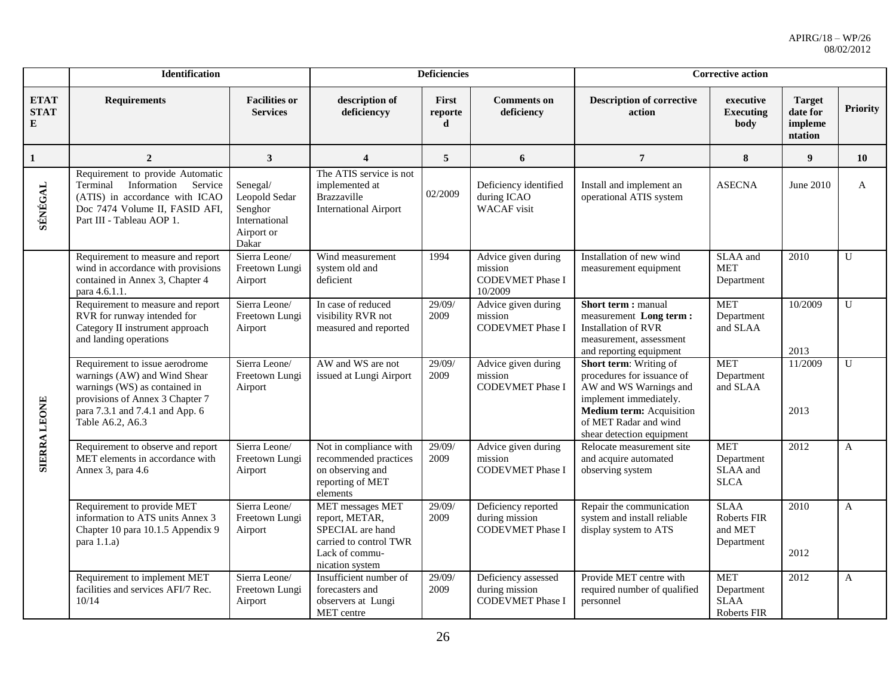| | Identification | | Deficiencies | | | Corrective action | | | |
|---|---|---|---|---|---|---|---|---|---|
| **ETAT STATE** | **Requirements** | **Facilities or Services** | **description of deficiencyy** | **First reported** | **Comments on deficiency** | **Description of corrective action** | **executive Executing body** | **Target date for implementation** | **Priority** |
| **1** | **2** | **3** | **4** | **5** | **6** | **7** | **8** | **9** | **10** |
| **SÉNÉGAL** | Requirement to provide Automatic Terminal Information Service (ATIS) in accordance with ICAO Doc 7474 Volume II, FASID AFI, Part III - Tableau AOP 1. | Senegal/ Leopold Sedar Senghor International Airport or Dakar | The ATIS service is not implemented at Brazzaville International Airport | 02/2009 | Deficiency identified during ICAO WACAF visit | Install and implement an operational ATIS system | ASECNA | June 2010 | A |
| **SIERRA LEONE** | Requirement to measure and report wind in accordance with provisions contained in Annex 3, Chapter 4 para 4.6.1.1. | Sierra Leone/ Freetown Lungi Airport | Wind measurement system old and deficient | 1994 | Advice given during mission CODEVMET Phase I 10/2009 | Installation of new wind measurement equipment | SLAA and MET Department | 2010 | U |
| | Requirement to measure and report RVR for runway intended for Category II instrument approach and landing operations | Sierra Leone/ Freetown Lungi Airport | In case of reduced visibility RVR not measured and reported | 29/09/ 2009 | Advice given during mission CODEVMET Phase I | **Short term :** manual measurement **Long term :** Installation of RVR measurement, assessment and reporting equipment | MET Department and SLAA | 10/2009<br><br>2013 | U |
| | Requirement to issue aerodrome warnings (AW) and Wind Shear warnings (WS) as contained in provisions of Annex 3 Chapter 7 para 7.3.1 and 7.4.1 and App. 6 Table A6.2, A6.3 | Sierra Leone/ Freetown Lungi Airport | AW and WS are not issued at Lungi Airport | 29/09/ 2009 | Advice given during mission CODEVMET Phase I | **Short term**: Writing of procedures for issuance of AW and WS Warnings and implement immediately. **Medium term:** Acquisition of MET Radar and wind shear detection equipment | MET Department and SLAA | 11/2009<br><br>2013 | U |
| | Requirement to observe and report MET elements in accordance with Annex 3, para 4.6 | Sierra Leone/ Freetown Lungi Airport | Not in compliance with recommended practices on observing and reporting of MET elements | 29/09/ 2009 | Advice given during mission CODEVMET Phase I | Relocate measurement site and acquire automated observing system | MET Department SLAA and SLCA | 2012 | A |
| | Requirement to provide MET information to ATS units Annex 3 Chapter 10 para 10.1.5 Appendix 9 para 1.1.a) | Sierra Leone/ Freetown Lungi Airport | MET messages MET report, METAR, SPECIAL are hand carried to control TWR Lack of communication system | 29/09/ 2009 | Deficiency reported during mission CODEVMET Phase I | Repair the communication system and install reliable display system to ATS | SLAA Roberts FIR and MET Department | 2010<br><br>2012 | A |
| | Requirement to implement MET facilities and services AFI/7 Rec. 10/14 | Sierra Leone/ Freetown Lungi Airport | Insufficient number of forecasters and observers at Lungi MET centre | 29/09/ 2009 | Deficiency assessed during mission CODEVMET Phase I | Provide MET centre with required number of qualified personnel | MET Department SLAA Roberts FIR | 2012 | A |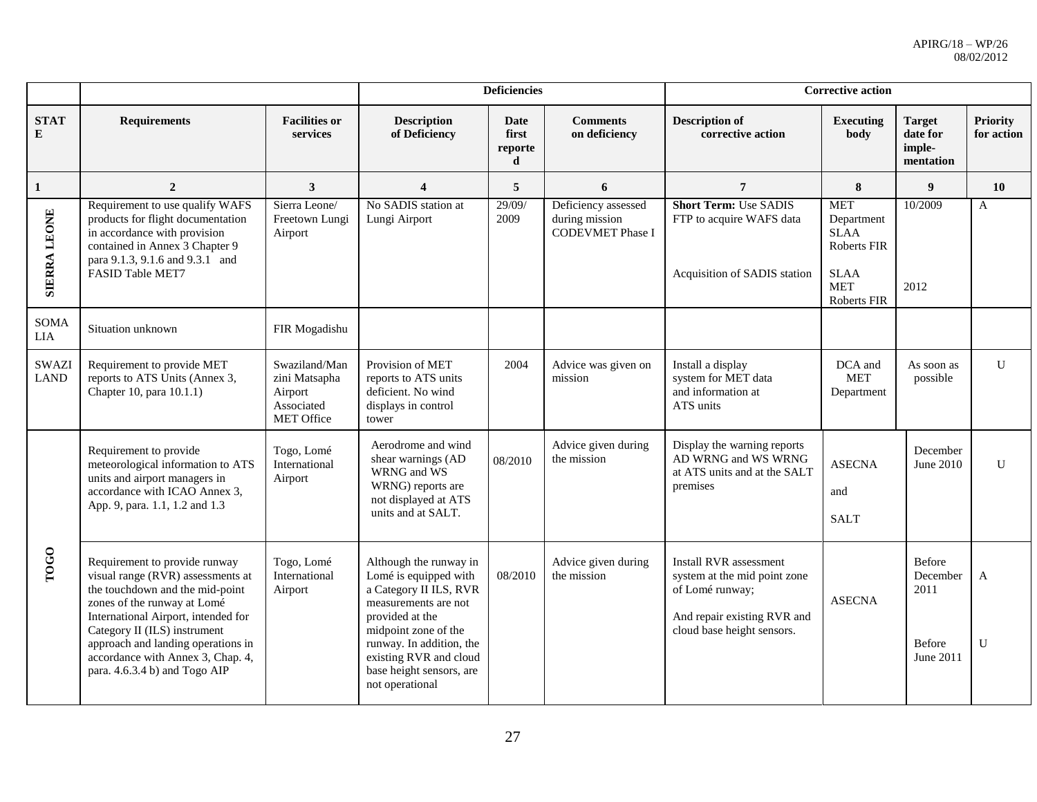| | | | Deficiencies | | | Corrective action | | | |
|---|---|---|---|---|---|---|---|---|---|
| **STATE** | **Requirements** | **Facilities or services** | **Description of Deficiency** | **Date first reported** | **Comments on deficiency** | **Description of corrective action** | **Executing body** | **Target date for imple-mentation** | **Priority for action** |
| **1** | **2** | **3** | **4** | **5** | **6** | **7** | **8** | **9** | **10** |
| **SIERRA LEONE** | Requirement to use qualify WAFS products for flight documentation in accordance with provision contained in Annex 3 Chapter 9 para 9.1.3, 9.1.6 and 9.3.1 and FASID Table MET7 | Sierra Leone/ Freetown Lungi Airport | No SADIS station at Lungi Airport | 29/09/ 2009 | Deficiency assessed during mission CODEVMET Phase I | **Short Term:** Use SADIS FTP to acquire WAFS data<br><br>Acquisition of SADIS station | MET Department SLAA Roberts FIR<br><br>SLAA MET Roberts FIR | 10/2009<br><br>2012 | A |
| SOMALIA | Situation unknown | FIR Mogadishu | | | | | | | |
| SWAZILAND | Requirement to provide MET reports to ATS Units (Annex 3, Chapter 10, para 10.1.1) | Swaziland/Manzini Matsapha Airport Associated MET Office | Provision of MET reports to ATS units deficient. No wind displays in control tower | 2004 | Advice was given on mission | Install a display system for MET data and information at ATS units | DCA and MET Department | As soon as possible | U |
| **TOGO** | Requirement to provide meteorological information to ATS units and airport managers in accordance with ICAO Annex 3, App. 9, para. 1.1, 1.2 and 1.3 | Togo, Lomé International Airport | Aerodrome and wind shear warnings (AD WRNG and WS WRNG) reports are not displayed at ATS units and at SALT. | 08/2010 | Advice given during the mission | Display the warning reports AD WRNG and WS WRNG at ATS units and at the SALT premises | ASECNA and SALT | December June 2010 | U |
| | Requirement to provide runway visual range (RVR) assessments at the touchdown and the mid-point zones of the runway at Lomé International Airport, intended for Category II (ILS) instrument approach and landing operations in accordance with Annex 3, Chap. 4, para. 4.6.3.4 b) and Togo AIP | Togo, Lomé International Airport | Although the runway in Lomé is equipped with a Category II ILS, RVR measurements are not provided at the midpoint zone of the runway. In addition, the existing RVR and cloud base height sensors, are not operational | 08/2010 | Advice given during the mission | Install RVR assessment system at the mid point zone of Lomé runway;<br><br>And repair existing RVR and cloud base height sensors. | ASECNA | Before December 2011<br><br>Before June 2011 | A<br><br>U |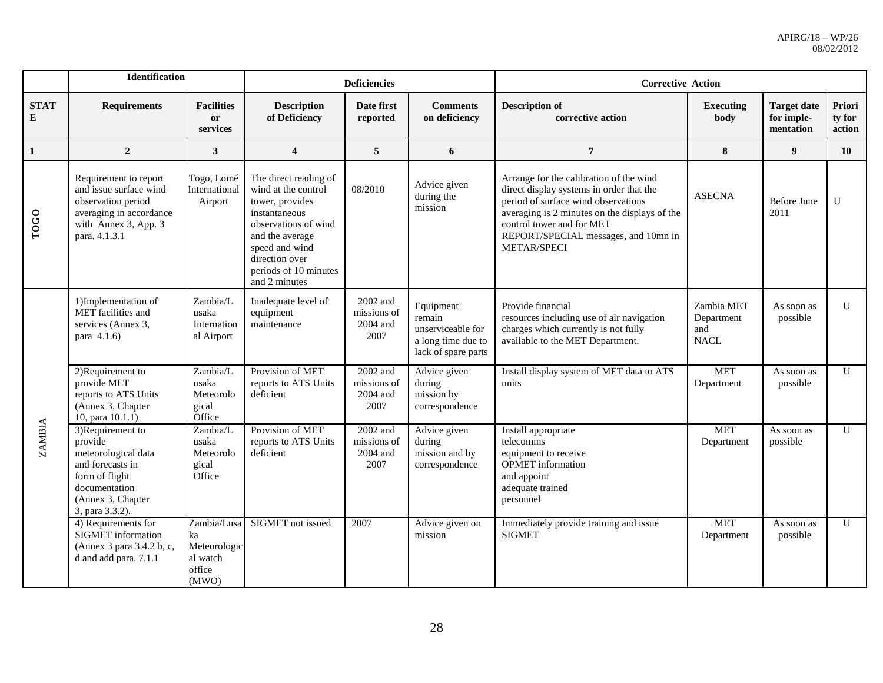| | Identification | | Deficiencies | | | Corrective Action | | | |
|---|---|---|---|---|---|---|---|---|---|
| **STATE** | **Requirements** | **Facilities or services** | **Description of Deficiency** | **Date first reported** | **Comments on deficiency** | **Description of corrective action** | **Executing body** | **Target date for imple-mentation** | **Priority for action** |
| **1** | **2** | **3** | **4** | **5** | **6** | **7** | **8** | **9** | **10** |
| **TOGO** | Requirement to report and issue surface wind observation period averaging in accordance with Annex 3, App. 3 para. 4.1.3.1 | Togo, Lomé International Airport | The direct reading of wind at the control tower, provides instantaneous observations of wind and the average speed and wind direction over periods of 10 minutes and 2 minutes | 08/2010 | Advice given during the mission | Arrange for the calibration of the wind direct display systems in order that the period of surface wind observations averaging is 2 minutes on the displays of the control tower and for MET REPORT/SPECIAL messages, and 10mn in METAR/SPECI | ASECNA | Before June 2011 | U |
| ZAMBIA | 1)Implementation of MET facilities and services (Annex 3, para 4.1.6) | Zambia/Lusaka International Airport | Inadequate level of equipment maintenance | 2002 and missions of 2004 and 2007 | Equipment remain unserviceable for a long time due to lack of spare parts | Provide financial resources including use of air navigation charges which currently is not fully available to the MET Department. | Zambia MET Department and NACL | As soon as possible | U |
| | 2)Requirement to provide MET reports to ATS Units (Annex 3, Chapter 10, para 10.1.1) | Zambia/Lusaka Meteorological Office | Provision of MET reports to ATS Units deficient | 2002 and missions of 2004 and 2007 | Advice given during mission by correspondence | Install display system of MET data to ATS units | MET Department | As soon as possible | U |
| | 3)Requirement to provide meteorological data and forecasts in form of flight documentation (Annex 3, Chapter 3, para 3.3.2). | Zambia/Lusaka Meteorological Office | Provision of MET reports to ATS Units deficient | 2002 and missions of 2004 and 2007 | Advice given during mission and by correspondence | Install appropriate telecomms equipment to receive OPMET information and appoint adequate trained personnel | MET Department | As soon as possible | U |
| | 4) Requirements for SIGMET information (Annex 3 para 3.4.2 b, c, d and add para. 7.1.1 | Zambia/Lusaka Meteorological watch office (MWO) | SIGMET not issued | 2007 | Advice given on mission | Immediately provide training and issue SIGMET | MET Department | As soon as possible | U |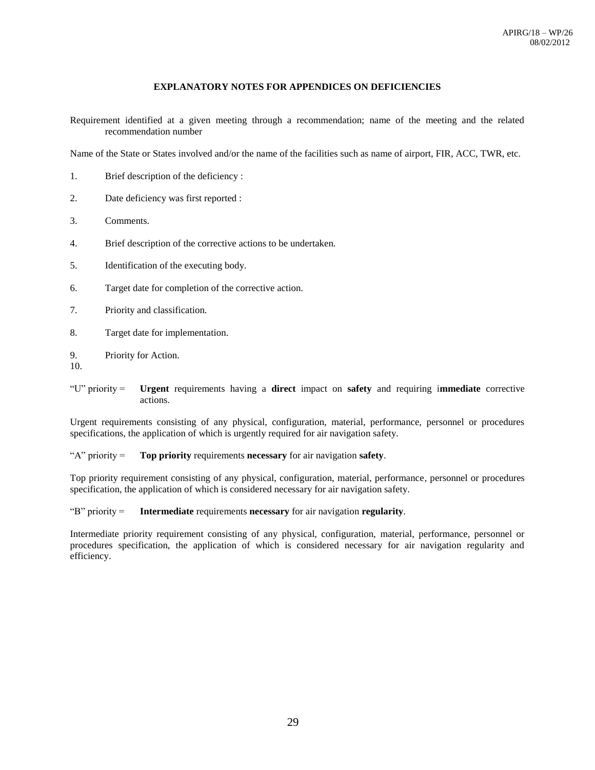**EXPLANATORY NOTES FOR APPENDICES ON DEFICIENCIES**

Requirement identified at a given meeting through a recommendation; name of the meeting and the related recommendation number

Name of the State or States involved and/or the name of the facilities such as name of airport, FIR, ACC, TWR, etc.

1. Brief description of the deficiency :
2. Date deficiency was first reported :
3. Comments.
4. Brief description of the corrective actions to be undertaken.
5. Identification of the executing body.
6. Target date for completion of the corrective action.
7. Priority and classification.
8. Target date for implementation.
9. Priority for Action.
10.

"U" priority = **Urgent** requirements having a **direct** impact on **safety** and requiring i**mmediate** corrective actions.

Urgent requirements consisting of any physical, configuration, material, performance, personnel or procedures specifications, the application of which is urgently required for air navigation safety.

"A" priority = **Top priority** requirements **necessary** for air navigation **safety**.

Top priority requirement consisting of any physical, configuration, material, performance, personnel or procedures specification, the application of which is considered necessary for air navigation safety.

"B" priority = **Intermediate** requirements **necessary** for air navigation **regularity**.

Intermediate priority requirement consisting of any physical, configuration, material, performance, personnel or procedures specification, the application of which is considered necessary for air navigation regularity and efficiency.